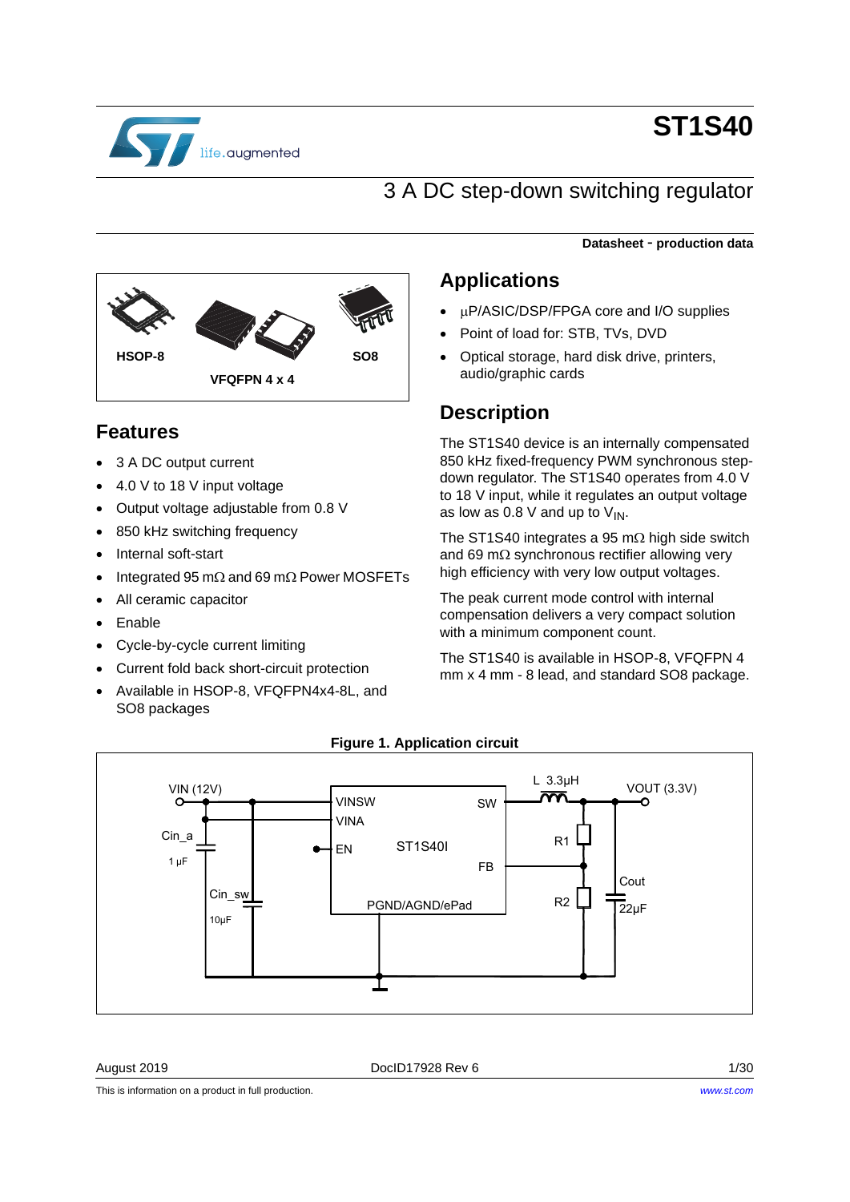# ST1S40

## 3 A DC step-down switching regulator

**Datasheet - production data**

HSOP-8 | VFQFPN 4 x 4 | SO8

## Features

- 3 A DC output current
- 4.0 V to 18 V input voltage
- Output voltage adjustable from 0.8 V
- 850 kHz switching frequency
- Internal soft-start
- Integrated 95 mΩ and 69 mΩ Power MOSFETs
- All ceramic capacitor
- Enable
- Cycle-by-cycle current limiting
- Current fold back short-circuit protection
- Available in HSOP-8, VFQFPN4x4-8L, and SO8 packages

## Applications

- μP/ASIC/DSP/FPGA core and I/O supplies
- Point of load for: STB, TVs, DVD
- Optical storage, hard disk drive, printers, audio/graphic cards

## Description

The ST1S40 device is an internally compensated 850 kHz fixed-frequency PWM synchronous step-down regulator. The ST1S40 operates from 4.0 V to 18 V input, while it regulates an output voltage as low as 0.8 V and up to $V_{IN}$.

The ST1S40 integrates a 95 mΩ high side switch and 69 mΩ synchronous rectifier allowing very high efficiency with very low output voltages.

The peak current mode control with internal compensation delivers a very compact solution with a minimum component count.

The ST1S40 is available in HSOP-8, VFQFPN 4 mm x 4 mm - 8 lead, and standard SO8 package.

**Figure 1. Application circuit**

VIN (12V), Cin_a 1 μF, Cin_sw 10μF, VINSW, VINA, EN, ST1S40I, SW, FB, PGND/AGND/ePad, L 3.3μH, VOUT (3.3V), R1, R2, Cout 22μF

August 2019 DocID17928 Rev 6

This is information on a product in full production. www.st.com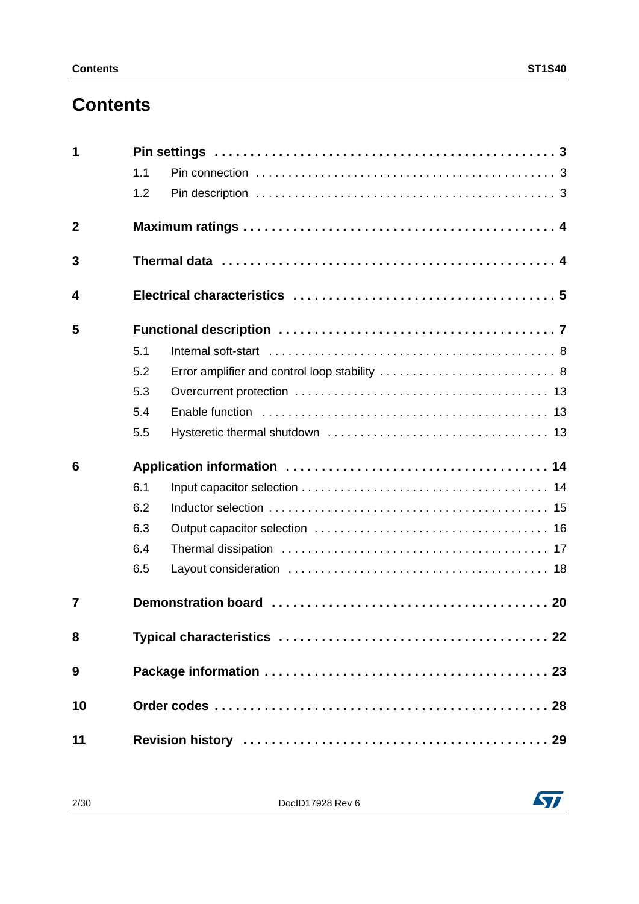# Contents

**1 Pin settings . . . . . . . . . . . . . . . . . . . . . . . . . . . . . . . . . . . . . . . . . . . . 3**

1.1 Pin connection . . . . . . . . . . . . . . . . . . . . . . . . . . . . . . . . . . . . . . . . . . . . 3

1.2 Pin description . . . . . . . . . . . . . . . . . . . . . . . . . . . . . . . . . . . . . . . . . . . . 3

**2 Maximum ratings . . . . . . . . . . . . . . . . . . . . . . . . . . . . . . . . . . . . . . . . . 4**

**3 Thermal data . . . . . . . . . . . . . . . . . . . . . . . . . . . . . . . . . . . . . . . . . . . . 4**

**4 Electrical characteristics . . . . . . . . . . . . . . . . . . . . . . . . . . . . . . . . . . . 5**

**5 Functional description . . . . . . . . . . . . . . . . . . . . . . . . . . . . . . . . . . . . 7**

5.1 Internal soft-start . . . . . . . . . . . . . . . . . . . . . . . . . . . . . . . . . . . . . . . . . . . 8

5.2 Error amplifier and control loop stability . . . . . . . . . . . . . . . . . . . . . . . . . . 8

5.3 Overcurrent protection . . . . . . . . . . . . . . . . . . . . . . . . . . . . . . . . . . . . . 13

5.4 Enable function . . . . . . . . . . . . . . . . . . . . . . . . . . . . . . . . . . . . . . . . . . 13

5.5 Hysteretic thermal shutdown . . . . . . . . . . . . . . . . . . . . . . . . . . . . . . . . 13

**6 Application information . . . . . . . . . . . . . . . . . . . . . . . . . . . . . . . . . . . 14**

6.1 Input capacitor selection . . . . . . . . . . . . . . . . . . . . . . . . . . . . . . . . . . . . 14

6.2 Inductor selection . . . . . . . . . . . . . . . . . . . . . . . . . . . . . . . . . . . . . . . . . 15

6.3 Output capacitor selection . . . . . . . . . . . . . . . . . . . . . . . . . . . . . . . . . . 16

6.4 Thermal dissipation . . . . . . . . . . . . . . . . . . . . . . . . . . . . . . . . . . . . . . . 17

6.5 Layout consideration . . . . . . . . . . . . . . . . . . . . . . . . . . . . . . . . . . . . . . 18

**7 Demonstration board . . . . . . . . . . . . . . . . . . . . . . . . . . . . . . . . . . . . . 20**

**8 Typical characteristics . . . . . . . . . . . . . . . . . . . . . . . . . . . . . . . . . . . . 22**

**9 Package information . . . . . . . . . . . . . . . . . . . . . . . . . . . . . . . . . . . . . 23**

**10 Order codes . . . . . . . . . . . . . . . . . . . . . . . . . . . . . . . . . . . . . . . . . . . 28**

**11 Revision history . . . . . . . . . . . . . . . . . . . . . . . . . . . . . . . . . . . . . . . . 29**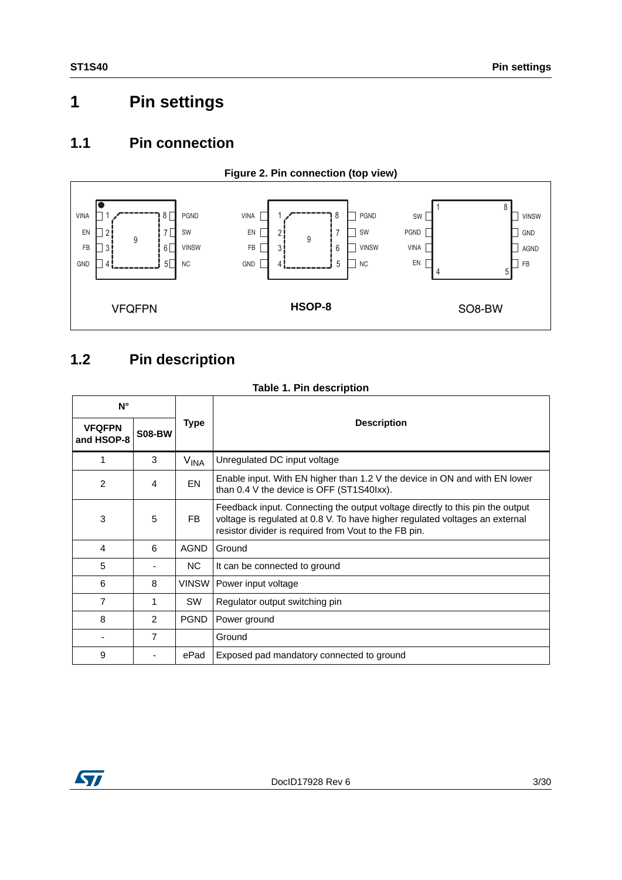# 1 Pin settings

## 1.1 Pin connection

**Figure 2. Pin connection (top view)**

## 1.2 Pin description

**Table 1. Pin description**

| N° | | Type | Description |
|---|---|---|---|
| VFQFPN and HSOP-8 | S08-BW | | |
| 1 | 3 | $V_{INA}$ | Unregulated DC input voltage |
| 2 | 4 | EN | Enable input. With EN higher than 1.2 V the device in ON and with EN lower than 0.4 V the device is OFF (ST1S40Ixx). |
| 3 | 5 | FB | Feedback input. Connecting the output voltage directly to this pin the output voltage is regulated at 0.8 V. To have higher regulated voltages an external resistor divider is required from Vout to the FB pin. |
| 4 | 6 | AGND | Ground |
| 5 | - | NC | It can be connected to ground |
| 6 | 8 | VINSW | Power input voltage |
| 7 | 1 | SW | Regulator output switching pin |
| 8 | 2 | PGND | Power ground |
| - | 7 | | Ground |
| 9 | - | ePad | Exposed pad mandatory connected to ground |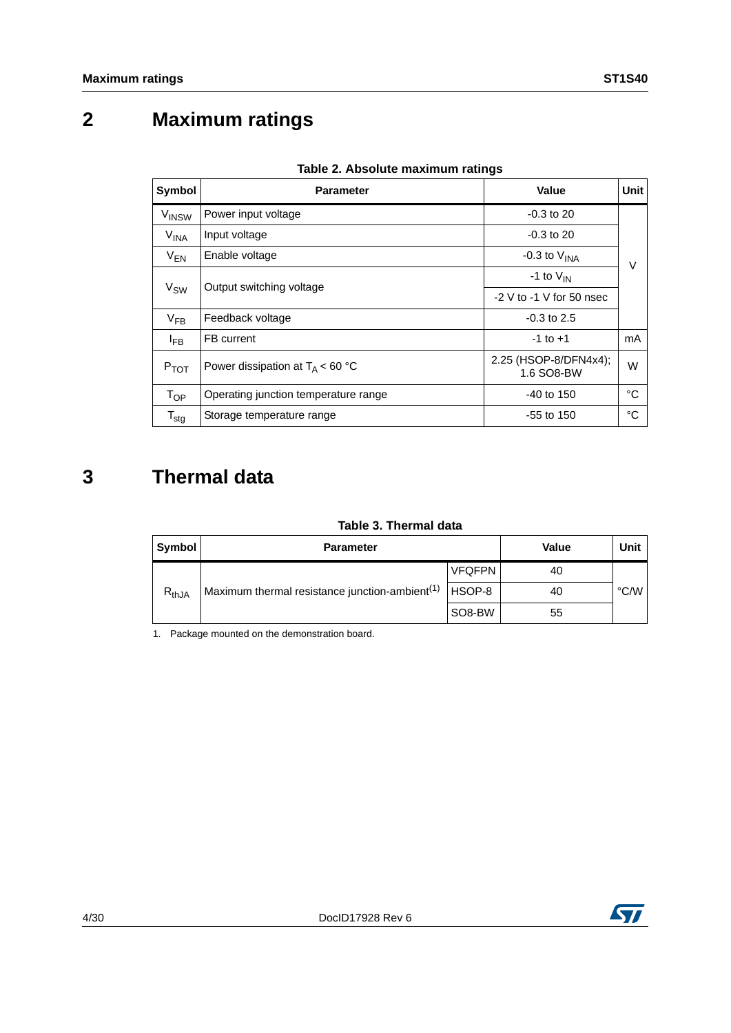## 2 Maximum ratings

**Table 2. Absolute maximum ratings**

| Symbol | Parameter | Value | Unit |
|---|---|---|---|
| $V_{INSW}$ | Power input voltage | -0.3 to 20 | V |
| $V_{INA}$ | Input voltage | -0.3 to 20 | V |
| $V_{EN}$ | Enable voltage | -0.3 to $V_{INA}$ | V |
| $V_{SW}$ | Output switching voltage | -1 to $V_{IN}$ | V |
| | | -2 V to -1 V for 50 nsec | V |
| $V_{FB}$ | Feedback voltage | -0.3 to 2.5 | V |
| $I_{FB}$ | FB current | -1 to +1 | mA |
| $P_{TOT}$ | Power dissipation at $T_A$ < 60 °C | 2.25 (HSOP-8/DFN4x4); 1.6 SO8-BW | W |
| $T_{OP}$ | Operating junction temperature range | -40 to 150 | °C |
| $T_{stg}$ | Storage temperature range | -55 to 150 | °C |

## 3 Thermal data

**Table 3. Thermal data**

| Symbol | Parameter | | Value | Unit |
|---|---|---|---|---|
| $R_{thJA}$ | Maximum thermal resistance junction-ambient(1) | VFQFPN | 40 | °C/W |
| | | HSOP-8 | 40 | |
| | | SO8-BW | 55 | |

1. Package mounted on the demonstration board.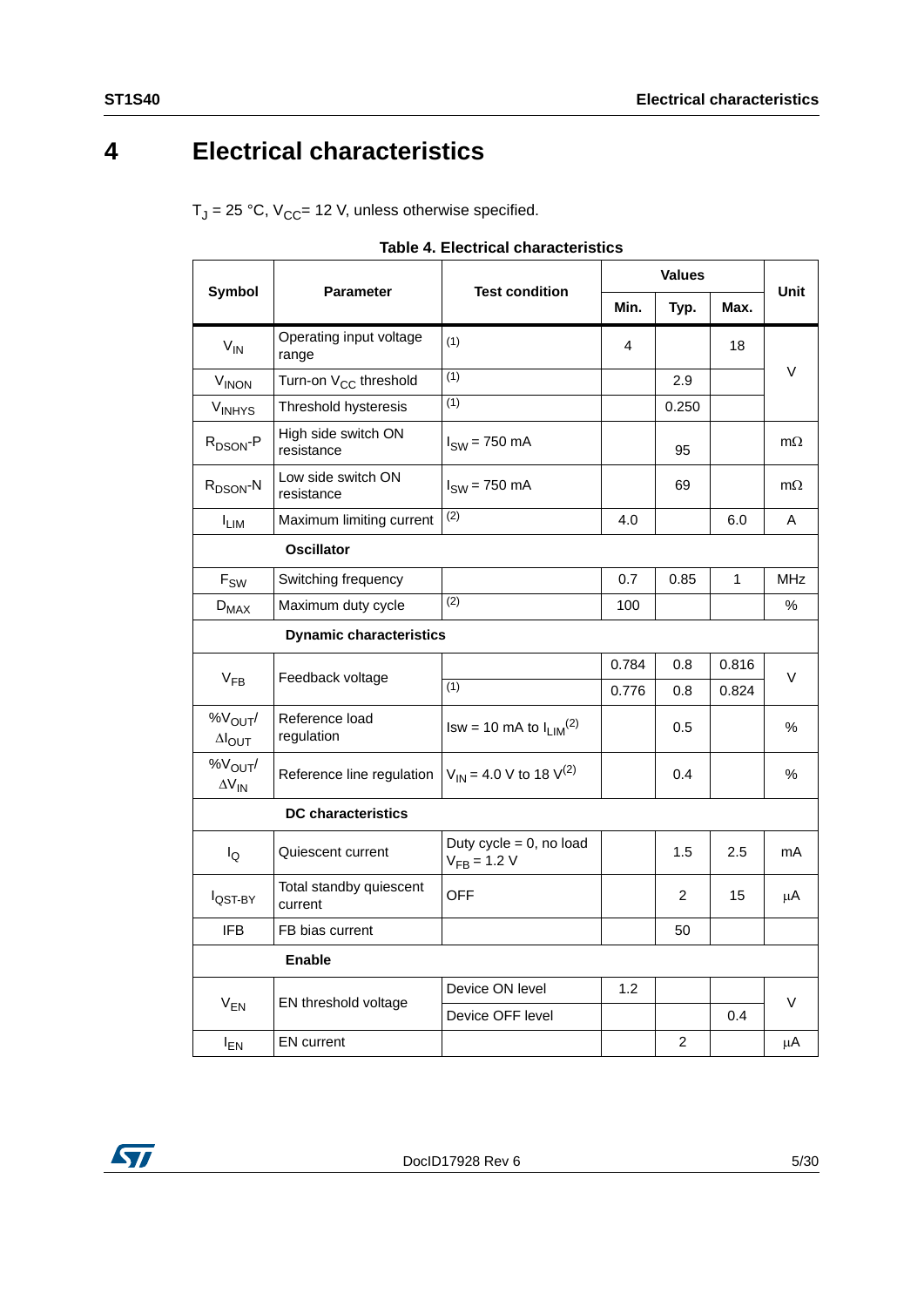# 4 Electrical characteristics

$T_J$ = 25 °C, $V_{CC}$= 12 V, unless otherwise specified.

**Table 4. Electrical characteristics**

| Symbol | Parameter | Test condition | Values | | | Unit |
|---|---|---|---|---|---|---|
| | | | Min. | Typ. | Max. | |
| $V_{IN}$ | Operating input voltage range | (1) | 4 | | 18 | V |
| $V_{INON}$ | Turn-on $V_{CC}$ threshold | (1) | | 2.9 | | V |
| $V_{INHYS}$ | Threshold hysteresis | (1) | | 0.250 | | V |
| $R_{DSON}$-P | High side switch ON resistance | $I_{SW}$ = 750 mA | | 95 | | mΩ |
| $R_{DSON}$-N | Low side switch ON resistance | $I_{SW}$ = 750 mA | | 69 | | mΩ |
| $I_{LIM}$ | Maximum limiting current | (2) | 4.0 | | 6.0 | A |
| | **Oscillator** | | | | | |
| $F_{SW}$ | Switching frequency | | 0.7 | 0.85 | 1 | MHz |
| $D_{MAX}$ | Maximum duty cycle | (2) | 100 | | | % |
| | **Dynamic characteristics** | | | | | |
| $V_{FB}$ | Feedback voltage | | 0.784 | 0.8 | 0.816 | V |
| | | (1) | 0.776 | 0.8 | 0.824 | V |
| $\%V_{OUT}/\Delta I_{OUT}$ | Reference load regulation | Isw = 10 mA to $I_{LIM}$ (2) | | 0.5 | | % |
| $\%V_{OUT}/\Delta V_{IN}$ | Reference line regulation | $V_{IN}$ = 4.0 V to 18 V (2) | | 0.4 | | % |
| | **DC characteristics** | | | | | |
| $I_Q$ | Quiescent current | Duty cycle = 0, no load $V_{FB}$ = 1.2 V | | 1.5 | 2.5 | mA |
| $I_{QST-BY}$ | Total standby quiescent current | OFF | | 2 | 15 | µA |
| IFB | FB bias current | | | 50 | | |
| | **Enable** | | | | | |
| $V_{EN}$ | EN threshold voltage | Device ON level | 1.2 | | | V |
| | | Device OFF level | | | 0.4 | V |
| $I_{EN}$ | EN current | | | 2 | | µA |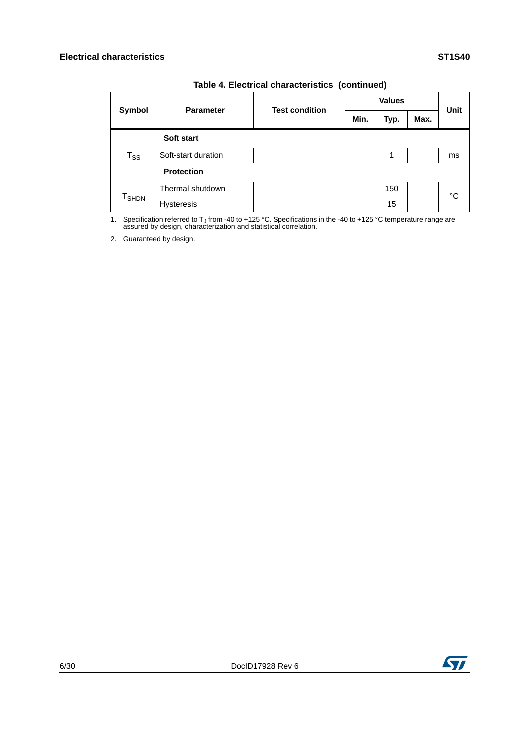**Table 4. Electrical characteristics (continued)**

| Symbol | Parameter | Test condition | Values | | | Unit |
|---|---|---|---|---|---|---|
| | | | Min. | Typ. | Max. | |
| **Soft start** | | | | | | |
| $T_{SS}$ | Soft-start duration | | | 1 | | ms |
| **Protection** | | | | | | |
| $T_{SHDN}$ | Thermal shutdown | | | 150 | | °C |
| | Hysteresis | | | 15 | | |

1. Specification referred to $T_J$ from -40 to +125 °C. Specifications in the -40 to +125 °C temperature range are assured by design, characterization and statistical correlation.

2. Guaranteed by design.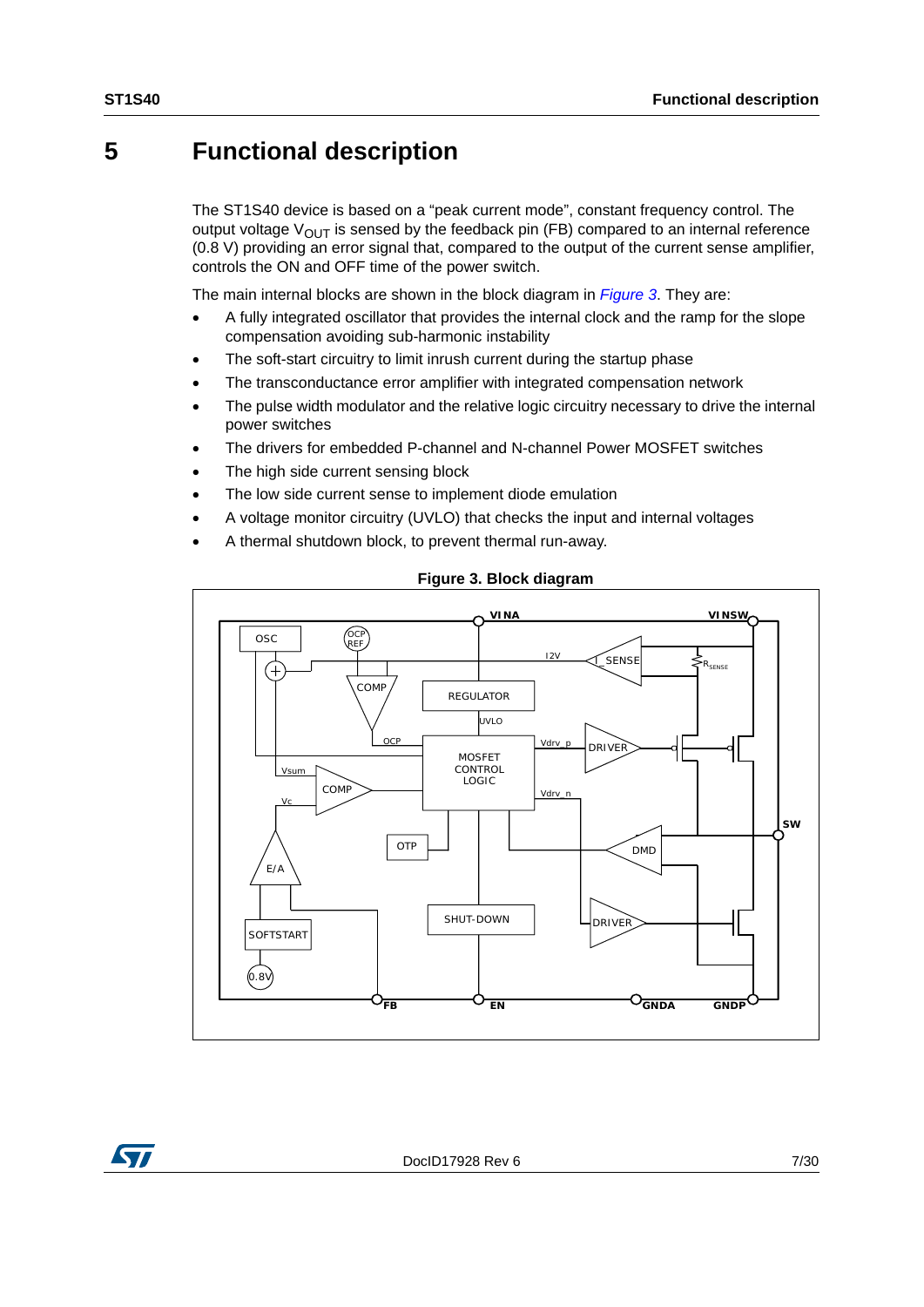# 5 Functional description

The ST1S40 device is based on a “peak current mode”, constant frequency control. The output voltage $V_{OUT}$ is sensed by the feedback pin (FB) compared to an internal reference (0.8 V) providing an error signal that, compared to the output of the current sense amplifier, controls the ON and OFF time of the power switch.

The main internal blocks are shown in the block diagram in *Figure 3*. They are:

- A fully integrated oscillator that provides the internal clock and the ramp for the slope compensation avoiding sub-harmonic instability
- The soft-start circuitry to limit inrush current during the startup phase
- The transconductance error amplifier with integrated compensation network
- The pulse width modulator and the relative logic circuitry necessary to drive the internal power switches
- The drivers for embedded P-channel and N-channel Power MOSFET switches
- The high side current sensing block
- The low side current sense to implement diode emulation
- A voltage monitor circuitry (UVLO) that checks the input and internal voltages
- A thermal shutdown block, to prevent thermal run-away.

**Figure 3. Block diagram**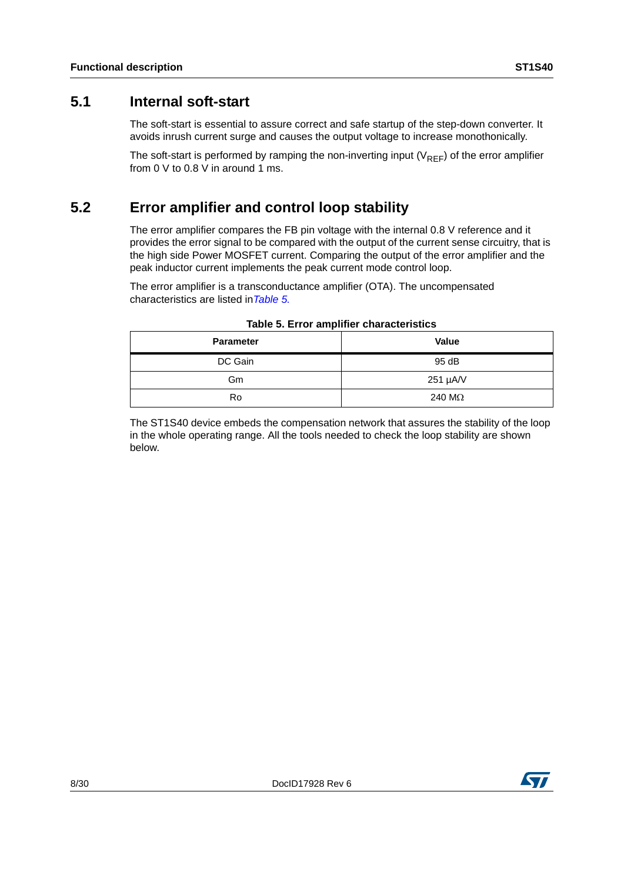## 5.1 Internal soft-start

The soft-start is essential to assure correct and safe startup of the step-down converter. It avoids inrush current surge and causes the output voltage to increase monothonically.

The soft-start is performed by ramping the non-inverting input ($V_{REF}$) of the error amplifier from 0 V to 0.8 V in around 1 ms.

## 5.2 Error amplifier and control loop stability

The error amplifier compares the FB pin voltage with the internal 0.8 V reference and it provides the error signal to be compared with the output of the current sense circuitry, that is the high side Power MOSFET current. Comparing the output of the error amplifier and the peak inductor current implements the peak current mode control loop.

The error amplifier is a transconductance amplifier (OTA). The uncompensated characteristics are listed in *Table 5.*

**Table 5. Error amplifier characteristics**

| Parameter | Value |
|---|---|
| DC Gain | 95 dB |
| Gm | 251 µA/V |
| Ro | 240 MΩ |

The ST1S40 device embeds the compensation network that assures the stability of the loop in the whole operating range. All the tools needed to check the loop stability are shown below.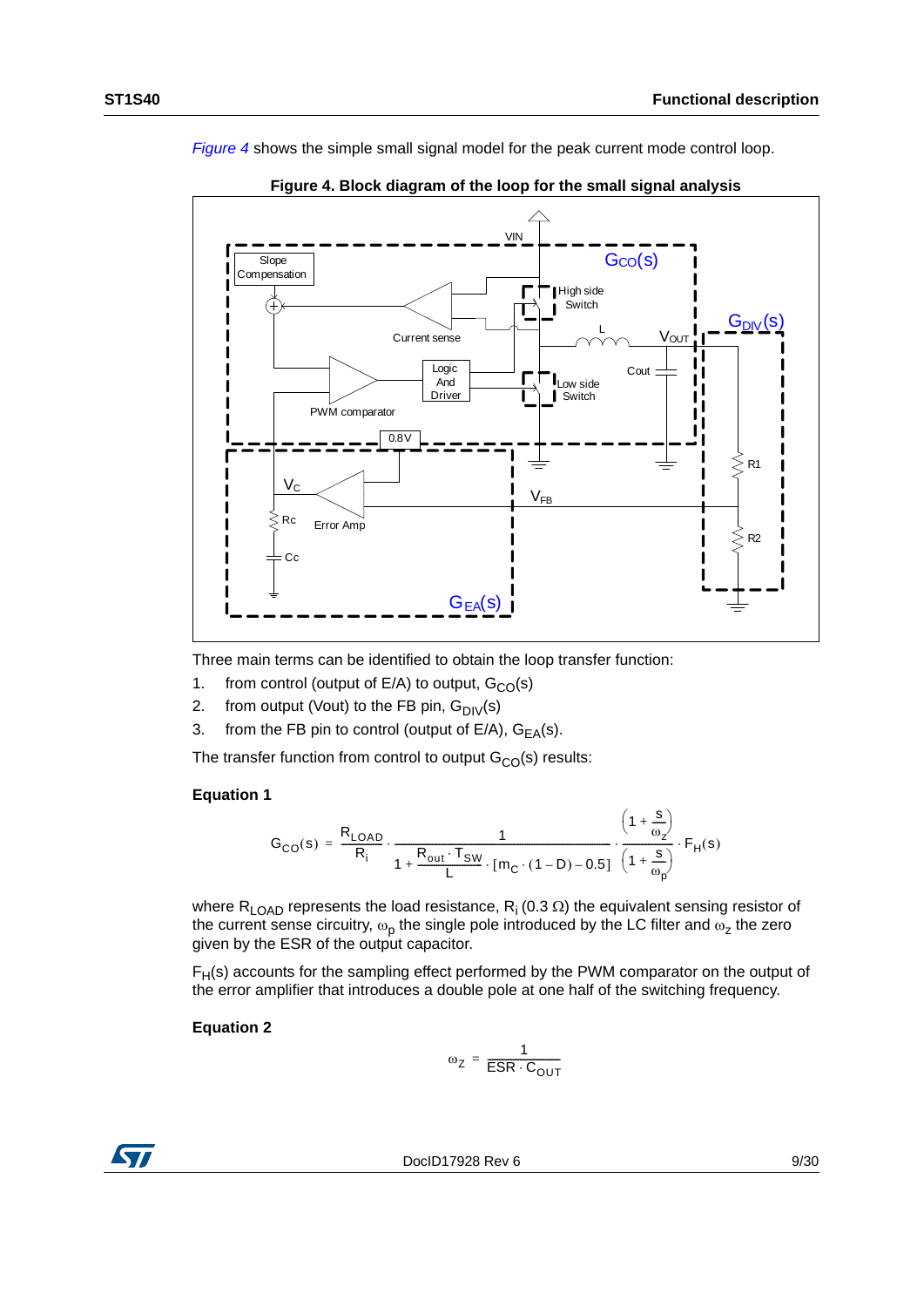*Figure 4* shows the simple small signal model for the peak current mode control loop.

**Figure 4. Block diagram of the loop for the small signal analysis**

Three main terms can be identified to obtain the loop transfer function:

1. from control (output of E/A) to output, $G_{CO}(s)$
2. from output (Vout) to the FB pin, $G_{DIV}(s)$
3. from the FB pin to control (output of E/A), $G_{EA}(s)$.

The transfer function from control to output $G_{CO}(s)$ results:

**Equation 1**

$$G_{CO}(s) = \frac{R_{LOAD}}{R_i} \cdot \frac{1}{1 + \frac{R_{out} \cdot T_{SW}}{L} \cdot [m_C \cdot (1-D) - 0.5]} \cdot \frac{\left(1 + \frac{s}{\omega_z}\right)}{\left(1 + \frac{s}{\omega_p}\right)} \cdot F_H(s)$$

where $R_{LOAD}$ represents the load resistance, $R_i$ (0.3 Ω) the equivalent sensing resistor of the current sense circuitry, $\omega_p$ the single pole introduced by the LC filter and $\omega_z$ the zero given by the ESR of the output capacitor.

$F_H(s)$ accounts for the sampling effect performed by the PWM comparator on the output of the error amplifier that introduces a double pole at one half of the switching frequency.

**Equation 2**

$$\omega_Z = \frac{1}{ESR \cdot C_{OUT}}$$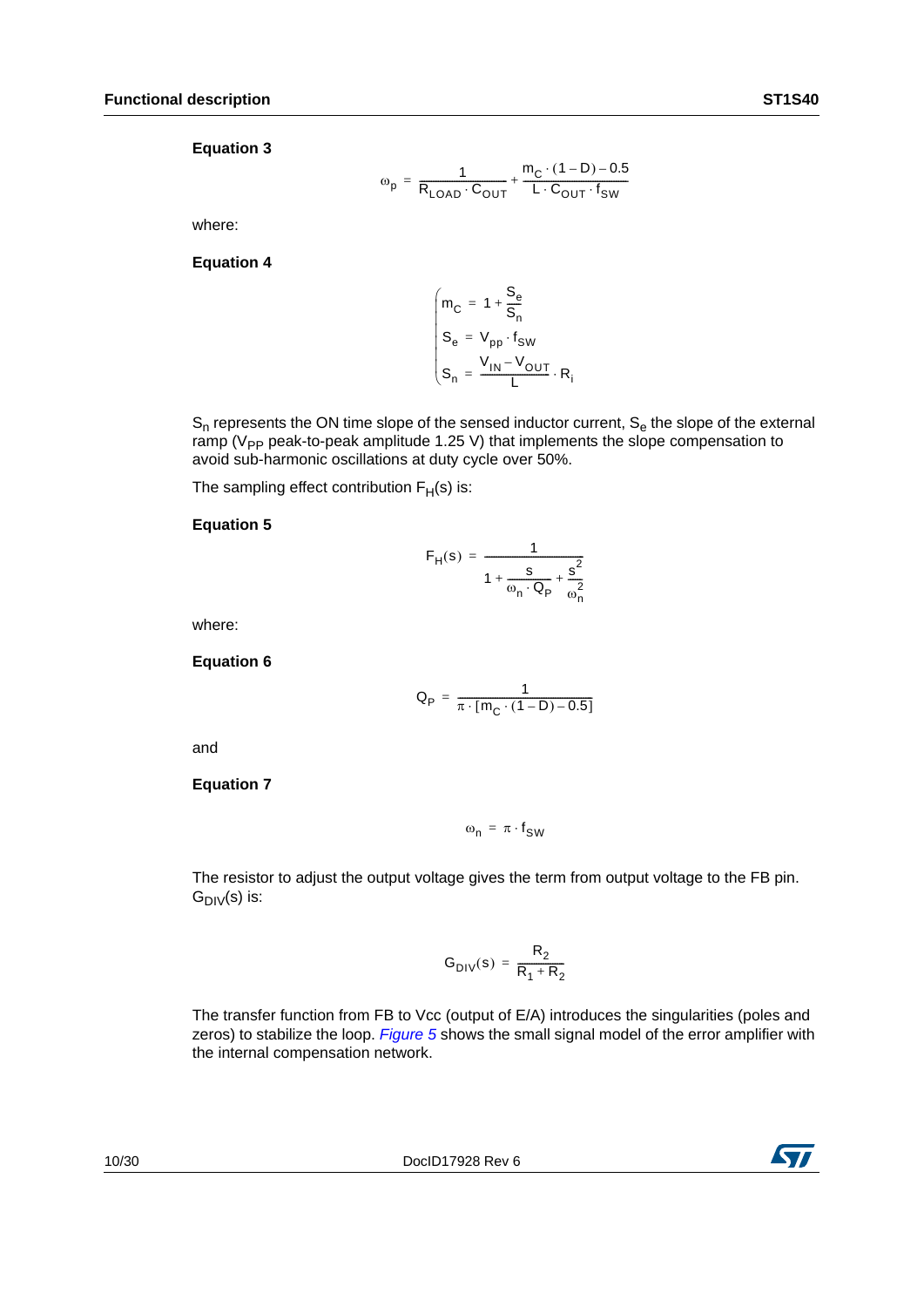**Equation 3**

$$\omega_p = \frac{1}{R_{LOAD} \cdot C_{OUT}} + \frac{m_C \cdot (1 - D) - 0.5}{L \cdot C_{OUT} \cdot f_{SW}}$$

where:

**Equation 4**

$$\begin{cases} m_C = 1 + \dfrac{S_e}{S_n} \\ S_e = V_{pp} \cdot f_{SW} \\ S_n = \dfrac{V_{IN} - V_{OUT}}{L} \cdot R_i \end{cases}$$

$S_n$ represents the ON time slope of the sensed inductor current, $S_e$ the slope of the external ramp ($V_{PP}$ peak-to-peak amplitude 1.25 V) that implements the slope compensation to avoid sub-harmonic oscillations at duty cycle over 50%.

The sampling effect contribution $F_H(s)$ is:

**Equation 5**

$$F_H(s) = \frac{1}{1 + \dfrac{s}{\omega_n \cdot Q_P} + \dfrac{s^2}{\omega_n^2}}$$

where:

**Equation 6**

$$Q_P = \frac{1}{\pi \cdot [m_C \cdot (1 - D) - 0.5]}$$

and

**Equation 7**

$$\omega_n = \pi \cdot f_{SW}$$

The resistor to adjust the output voltage gives the term from output voltage to the FB pin. $G_{DIV}(s)$ is:

$$G_{DIV}(s) = \frac{R_2}{R_1 + R_2}$$

The transfer function from FB to Vcc (output of E/A) introduces the singularities (poles and zeros) to stabilize the loop. *Figure 5* shows the small signal model of the error amplifier with the internal compensation network.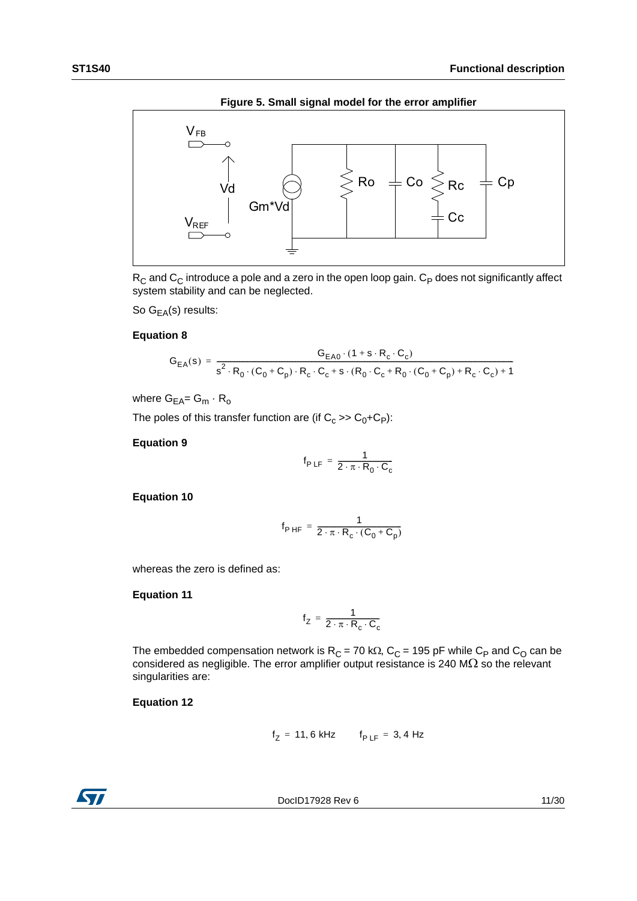**Figure 5. Small signal model for the error amplifier**

$R_C$ and $C_C$ introduce a pole and a zero in the open loop gain. $C_P$ does not significantly affect system stability and can be neglected.

So $G_{EA}(s)$ results:

**Equation 8**

$$G_{EA}(s) = \frac{G_{EA0} \cdot (1 + s \cdot R_c \cdot C_c)}{s^2 \cdot R_0 \cdot (C_0 + C_p) \cdot R_c \cdot C_c + s \cdot (R_0 \cdot C_c + R_0 \cdot (C_0 + C_p) + R_c \cdot C_c) + 1}$$

where $G_{EA} = G_m \cdot R_o$

The poles of this transfer function are (if $C_c >> C_0 + C_P$):

**Equation 9**

$$f_{P\,LF} = \frac{1}{2 \cdot \pi \cdot R_0 \cdot C_c}$$

**Equation 10**

$$f_{P\,HF} = \frac{1}{2 \cdot \pi \cdot R_c \cdot (C_0 + C_p)}$$

whereas the zero is defined as:

**Equation 11**

$$f_Z = \frac{1}{2 \cdot \pi \cdot R_c \cdot C_c}$$

The embedded compensation network is $R_C = 70\ k\Omega$, $C_C = 195\ pF$ while $C_P$ and $C_O$ can be considered as negligible. The error amplifier output resistance is 240 $M\Omega$ so the relevant singularities are:

**Equation 12**

$$f_Z = 11{,}6\ kHz \qquad f_{P\,LF} = 3{,}4\ Hz$$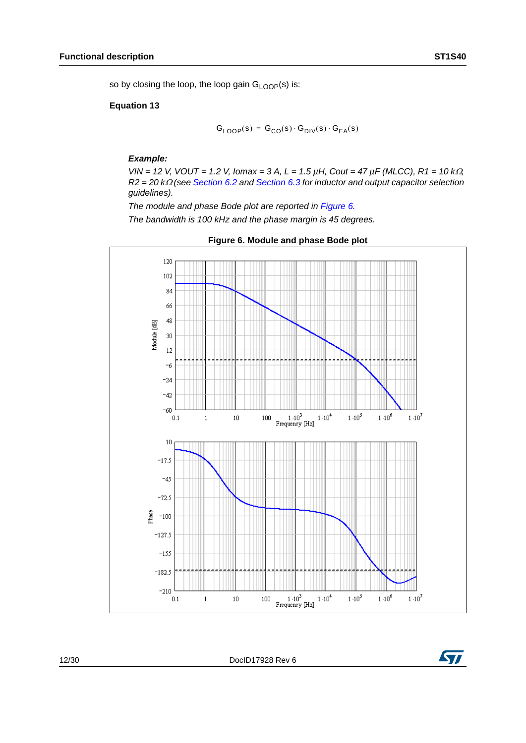so by closing the loop, the loop gain $G_{LOOP}(s)$ is:

**Equation 13**

$$G_{LOOP}(s) = G_{CO}(s) \cdot G_{DIV}(s) \cdot G_{EA}(s)$$

***Example:***

*VIN = 12 V, VOUT = 1.2 V, Iomax = 3 A, L = 1.5 µH, Cout = 47 µF (MLCC), R1 = 10 kΩ, R2 = 20 kΩ (see Section 6.2 and Section 6.3 for inductor and output capacitor selection guidelines).*

*The module and phase Bode plot are reported in Figure 6.*

*The bandwidth is 100 kHz and the phase margin is 45 degrees.*

**Figure 6. Module and phase Bode plot**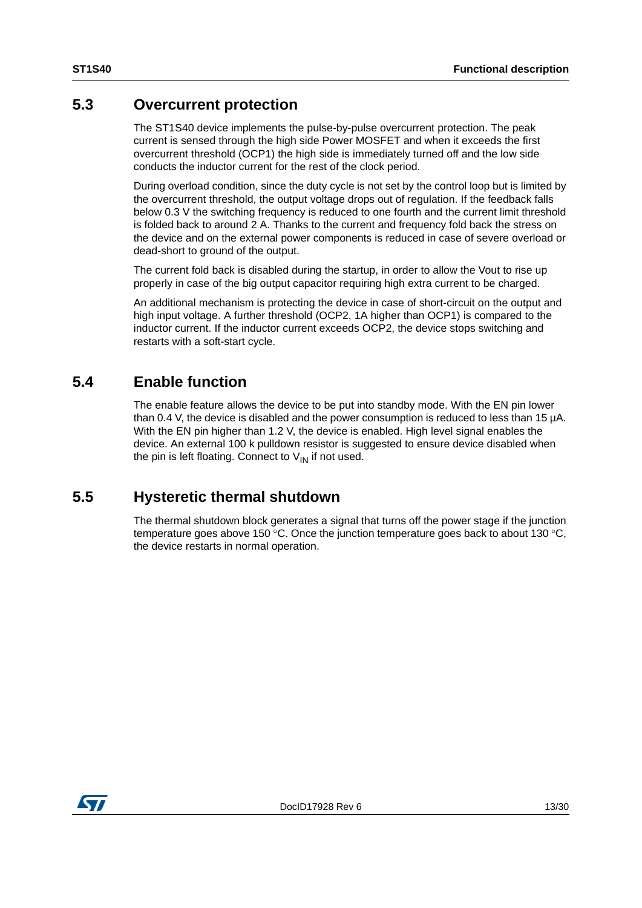## 5.3 Overcurrent protection

The ST1S40 device implements the pulse-by-pulse overcurrent protection. The peak current is sensed through the high side Power MOSFET and when it exceeds the first overcurrent threshold (OCP1) the high side is immediately turned off and the low side conducts the inductor current for the rest of the clock period.

During overload condition, since the duty cycle is not set by the control loop but is limited by the overcurrent threshold, the output voltage drops out of regulation. If the feedback falls below 0.3 V the switching frequency is reduced to one fourth and the current limit threshold is folded back to around 2 A. Thanks to the current and frequency fold back the stress on the device and on the external power components is reduced in case of severe overload or dead-short to ground of the output.

The current fold back is disabled during the startup, in order to allow the Vout to rise up properly in case of the big output capacitor requiring high extra current to be charged.

An additional mechanism is protecting the device in case of short-circuit on the output and high input voltage. A further threshold (OCP2, 1A higher than OCP1) is compared to the inductor current. If the inductor current exceeds OCP2, the device stops switching and restarts with a soft-start cycle.

## 5.4 Enable function

The enable feature allows the device to be put into standby mode. With the EN pin lower than 0.4 V, the device is disabled and the power consumption is reduced to less than 15 µA. With the EN pin higher than 1.2 V, the device is enabled. High level signal enables the device. An external 100 k pulldown resistor is suggested to ensure device disabled when the pin is left floating. Connect to $V_{IN}$ if not used.

## 5.5 Hysteretic thermal shutdown

The thermal shutdown block generates a signal that turns off the power stage if the junction temperature goes above 150 °C. Once the junction temperature goes back to about 130 °C, the device restarts in normal operation.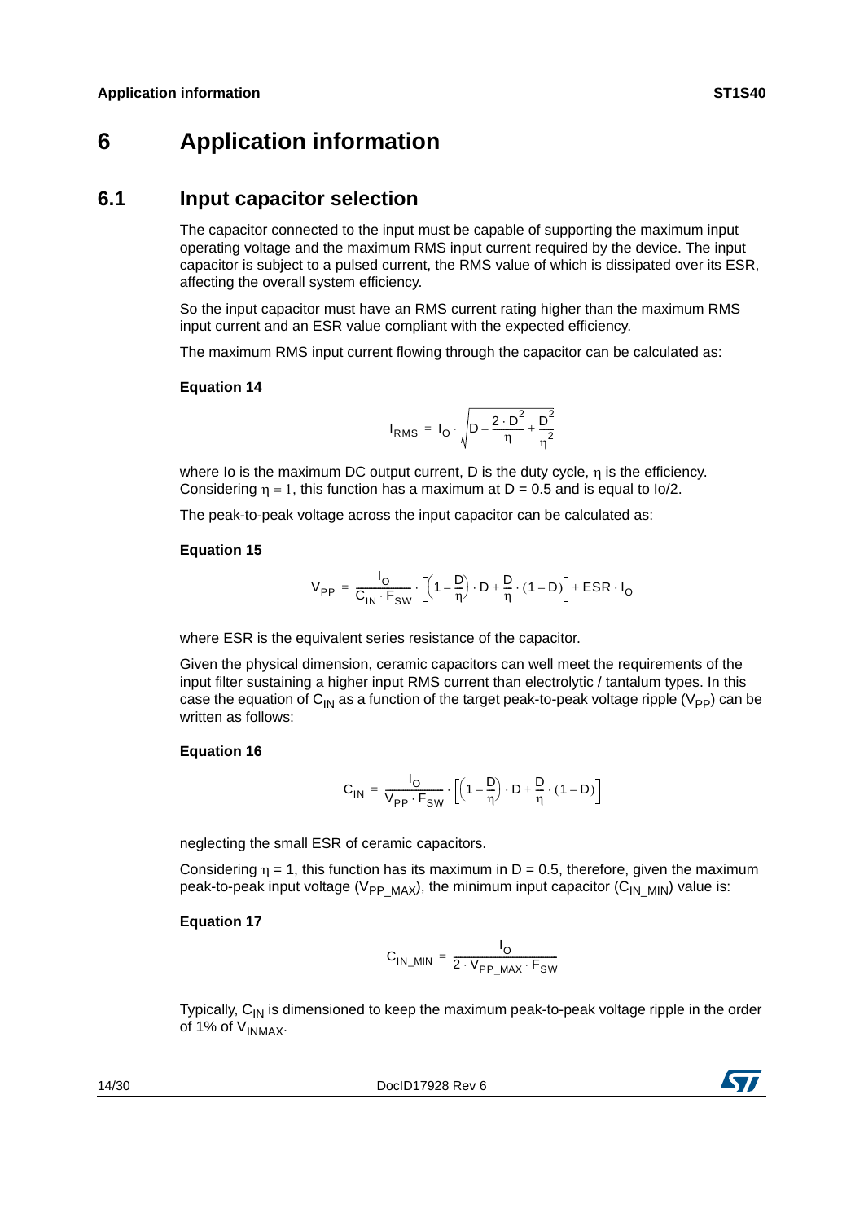# 6 Application information

## 6.1 Input capacitor selection

The capacitor connected to the input must be capable of supporting the maximum input operating voltage and the maximum RMS input current required by the device. The input capacitor is subject to a pulsed current, the RMS value of which is dissipated over its ESR, affecting the overall system efficiency.

So the input capacitor must have an RMS current rating higher than the maximum RMS input current and an ESR value compliant with the expected efficiency.

The maximum RMS input current flowing through the capacitor can be calculated as:

**Equation 14**

$$I_{RMS} = I_O \cdot \sqrt{D - \frac{2 \cdot D^2}{\eta} + \frac{D^2}{\eta^2}}$$

where Io is the maximum DC output current, D is the duty cycle, $\eta$ is the efficiency. Considering $\eta = 1$, this function has a maximum at D = 0.5 and is equal to Io/2.

The peak-to-peak voltage across the input capacitor can be calculated as:

**Equation 15**

$$V_{PP} = \frac{I_O}{C_{IN} \cdot F_{SW}} \cdot \left[\left(1 - \frac{D}{\eta}\right) \cdot D + \frac{D}{\eta} \cdot (1 - D)\right] + ESR \cdot I_O$$

where ESR is the equivalent series resistance of the capacitor.

Given the physical dimension, ceramic capacitors can well meet the requirements of the input filter sustaining a higher input RMS current than electrolytic / tantalum types. In this case the equation of $C_{IN}$ as a function of the target peak-to-peak voltage ripple ($V_{PP}$) can be written as follows:

**Equation 16**

$$C_{IN} = \frac{I_O}{V_{PP} \cdot F_{SW}} \cdot \left[\left(1 - \frac{D}{\eta}\right) \cdot D + \frac{D}{\eta} \cdot (1 - D)\right]$$

neglecting the small ESR of ceramic capacitors.

Considering $\eta$ = 1, this function has its maximum in D = 0.5, therefore, given the maximum peak-to-peak input voltage ($V_{PP\_MAX}$), the minimum input capacitor ($C_{IN\_MIN}$) value is:

**Equation 17**

$$C_{IN\_MIN} = \frac{I_O}{2 \cdot V_{PP\_MAX} \cdot F_{SW}}$$

Typically, $C_{IN}$ is dimensioned to keep the maximum peak-to-peak voltage ripple in the order of 1% of $V_{INMAX}$.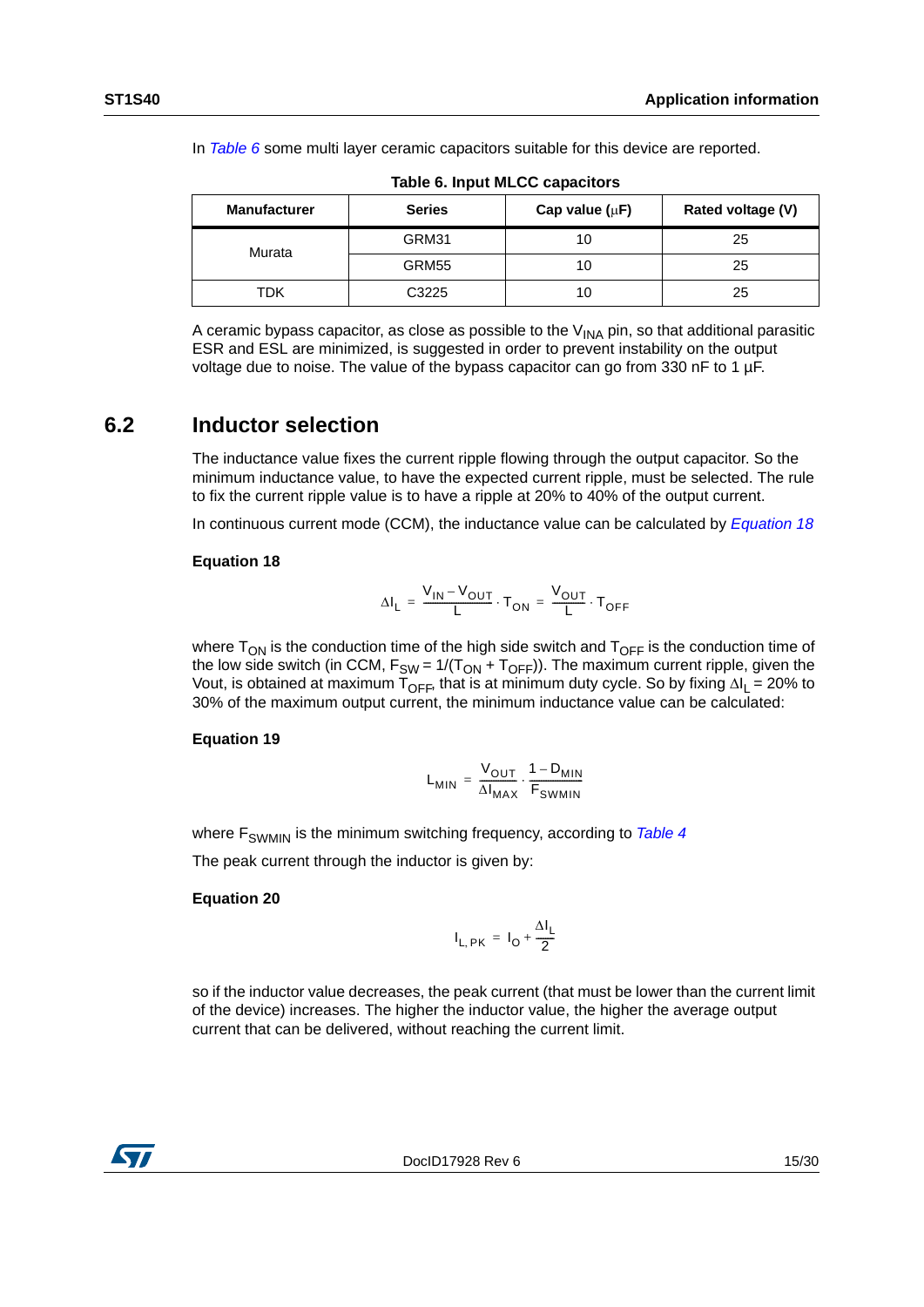In *Table 6* some multi layer ceramic capacitors suitable for this device are reported.

**Table 6. Input MLCC capacitors**

| Manufacturer | Series | Cap value (μF) | Rated voltage (V) |
|---|---|---|---|
| Murata | GRM31 | 10 | 25 |
| | GRM55 | 10 | 25 |
| TDK | C3225 | 10 | 25 |

A ceramic bypass capacitor, as close as possible to the $V_{INA}$ pin, so that additional parasitic ESR and ESL are minimized, is suggested in order to prevent instability on the output voltage due to noise. The value of the bypass capacitor can go from 330 nF to 1 µF.

## 6.2 Inductor selection

The inductance value fixes the current ripple flowing through the output capacitor. So the minimum inductance value, to have the expected current ripple, must be selected. The rule to fix the current ripple value is to have a ripple at 20% to 40% of the output current.

In continuous current mode (CCM), the inductance value can be calculated by *Equation 18*

**Equation 18**

$$\Delta I_L = \frac{V_{IN} - V_{OUT}}{L} \cdot T_{ON} = \frac{V_{OUT}}{L} \cdot T_{OFF}$$

where $T_{ON}$ is the conduction time of the high side switch and $T_{OFF}$ is the conduction time of the low side switch (in CCM, $F_{SW} = 1/(T_{ON} + T_{OFF})$). The maximum current ripple, given the Vout, is obtained at maximum $T_{OFF}$, that is at minimum duty cycle. So by fixing $\Delta I_L$ = 20% to 30% of the maximum output current, the minimum inductance value can be calculated:

**Equation 19**

$$L_{MIN} = \frac{V_{OUT}}{\Delta I_{MAX}} \cdot \frac{1 - D_{MIN}}{F_{SWMIN}}$$

where $F_{SWMIN}$ is the minimum switching frequency, according to *Table 4*

The peak current through the inductor is given by:

**Equation 20**

$$I_{L,PK} = I_O + \frac{\Delta I_L}{2}$$

so if the inductor value decreases, the peak current (that must be lower than the current limit of the device) increases. The higher the inductor value, the higher the average output current that can be delivered, without reaching the current limit.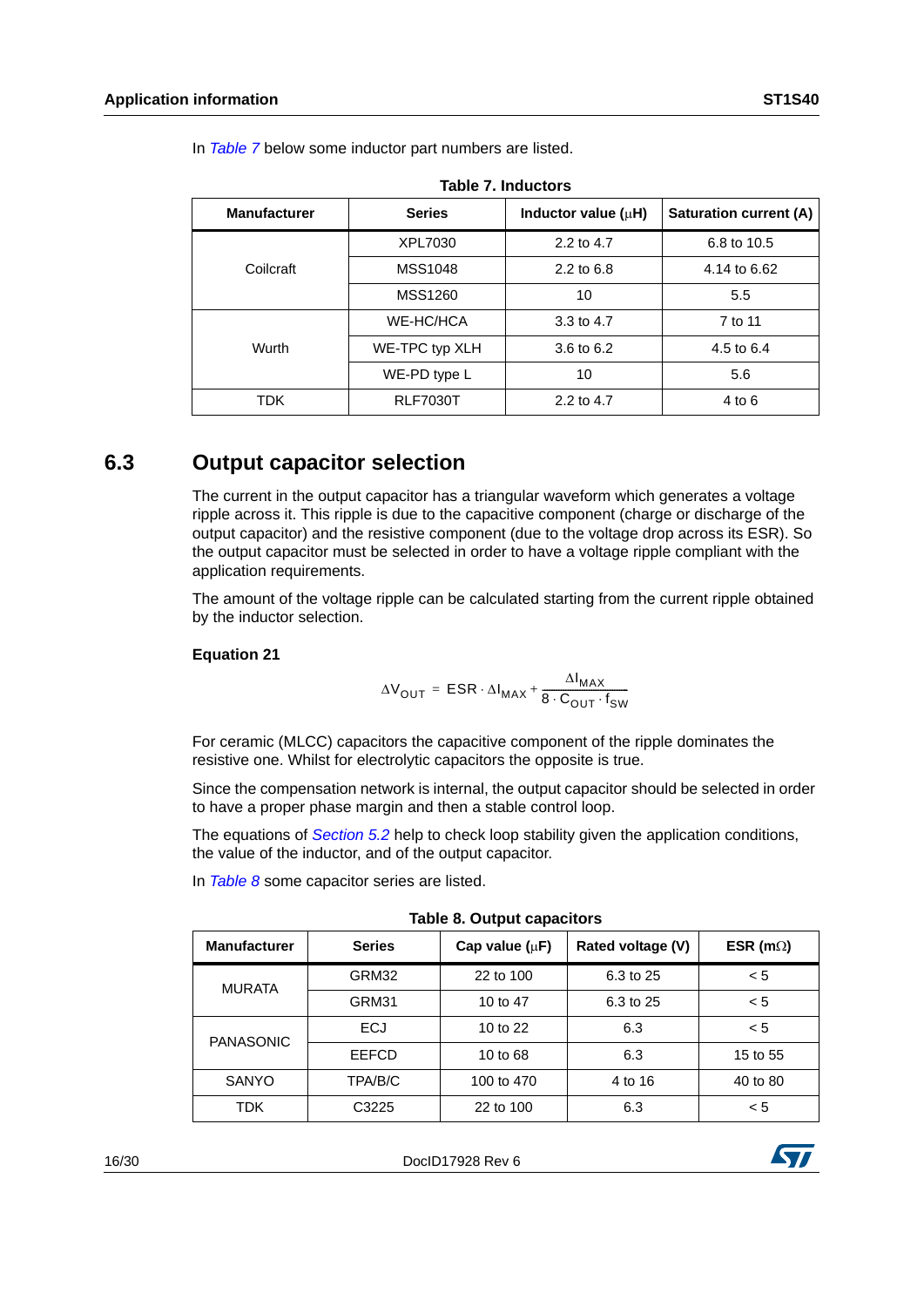In *Table 7* below some inductor part numbers are listed.

**Table 7. Inductors**

| Manufacturer | Series | Inductor value (µH) | Saturation current (A) |
|---|---|---|---|
| Coilcraft | XPL7030 | 2.2 to 4.7 | 6.8 to 10.5 |
| | MSS1048 | 2.2 to 6.8 | 4.14 to 6.62 |
| | MSS1260 | 10 | 5.5 |
| Wurth | WE-HC/HCA | 3.3 to 4.7 | 7 to 11 |
| | WE-TPC typ XLH | 3.6 to 6.2 | 4.5 to 6.4 |
| | WE-PD type L | 10 | 5.6 |
| TDK | RLF7030T | 2.2 to 4.7 | 4 to 6 |

## 6.3 Output capacitor selection

The current in the output capacitor has a triangular waveform which generates a voltage ripple across it. This ripple is due to the capacitive component (charge or discharge of the output capacitor) and the resistive component (due to the voltage drop across its ESR). So the output capacitor must be selected in order to have a voltage ripple compliant with the application requirements.

The amount of the voltage ripple can be calculated starting from the current ripple obtained by the inductor selection.

**Equation 21**

$$\Delta V_{OUT} = ESR \cdot \Delta I_{MAX} + \frac{\Delta I_{MAX}}{8 \cdot C_{OUT} \cdot f_{SW}}$$

For ceramic (MLCC) capacitors the capacitive component of the ripple dominates the resistive one. Whilst for electrolytic capacitors the opposite is true.

Since the compensation network is internal, the output capacitor should be selected in order to have a proper phase margin and then a stable control loop.

The equations of *Section 5.2* help to check loop stability given the application conditions, the value of the inductor, and of the output capacitor.

In *Table 8* some capacitor series are listed.

**Table 8. Output capacitors**

| Manufacturer | Series | Cap value (µF) | Rated voltage (V) | ESR (mΩ) |
|---|---|---|---|---|
| MURATA | GRM32 | 22 to 100 | 6.3 to 25 | < 5 |
| | GRM31 | 10 to 47 | 6.3 to 25 | < 5 |
| PANASONIC | ECJ | 10 to 22 | 6.3 | < 5 |
| | EEFCD | 10 to 68 | 6.3 | 15 to 55 |
| SANYO | TPA/B/C | 100 to 470 | 4 to 16 | 40 to 80 |
| TDK | C3225 | 22 to 100 | 6.3 | < 5 |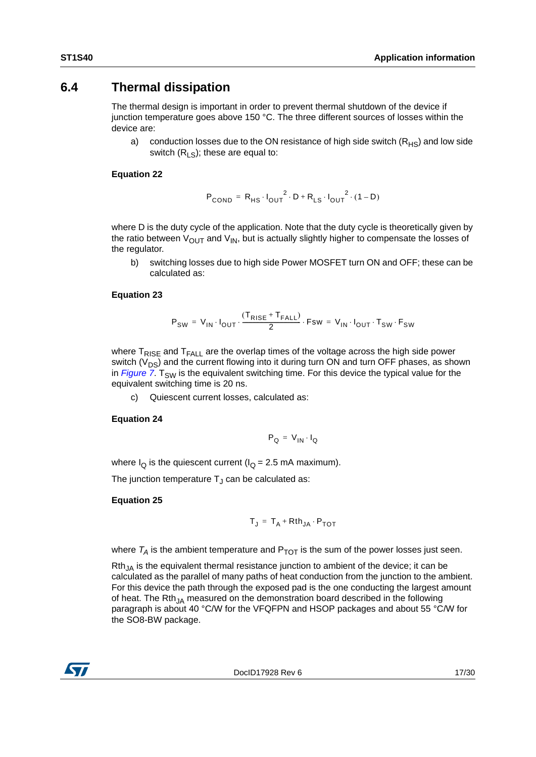## 6.4 Thermal dissipation

The thermal design is important in order to prevent thermal shutdown of the device if junction temperature goes above 150 °C. The three different sources of losses within the device are:

a) conduction losses due to the ON resistance of high side switch ($R_{HS}$) and low side switch ($R_{LS}$); these are equal to:

**Equation 22**

$$P_{COND} = R_{HS} \cdot I_{OUT}^{2} \cdot D + R_{LS} \cdot I_{OUT}^{2} \cdot (1 - D)$$

where D is the duty cycle of the application. Note that the duty cycle is theoretically given by the ratio between $V_{OUT}$ and $V_{IN}$, but is actually slightly higher to compensate the losses of the regulator.

b) switching losses due to high side Power MOSFET turn ON and OFF; these can be calculated as:

**Equation 23**

$$P_{SW} = V_{IN} \cdot I_{OUT} \cdot \frac{(T_{RISE} + T_{FALL})}{2} \cdot Fsw = V_{IN} \cdot I_{OUT} \cdot T_{SW} \cdot F_{SW}$$

where $T_{RISE}$ and $T_{FALL}$ are the overlap times of the voltage across the high side power switch ($V_{DS}$) and the current flowing into it during turn ON and turn OFF phases, as shown in *Figure 7*. $T_{SW}$ is the equivalent switching time. For this device the typical value for the equivalent switching time is 20 ns.

c) Quiescent current losses, calculated as:

**Equation 24**

$$P_{Q} = V_{IN} \cdot I_{Q}$$

where $I_Q$ is the quiescent current ($I_Q$ = 2.5 mA maximum).

The junction temperature $T_J$ can be calculated as:

**Equation 25**

$$T_{J} = T_{A} + Rth_{JA} \cdot P_{TOT}$$

where $T_A$ is the ambient temperature and $P_{TOT}$ is the sum of the power losses just seen.

$Rth_{JA}$ is the equivalent thermal resistance junction to ambient of the device; it can be calculated as the parallel of many paths of heat conduction from the junction to the ambient. For this device the path through the exposed pad is the one conducting the largest amount of heat. The $Rth_{JA}$ measured on the demonstration board described in the following paragraph is about 40 °C/W for the VFQFPN and HSOP packages and about 55 °C/W for the SO8-BW package.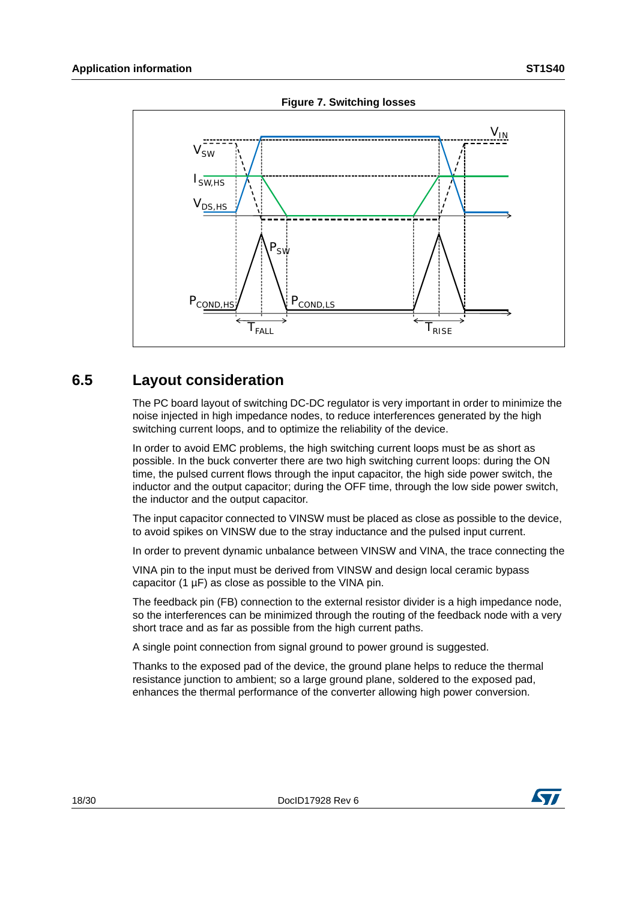**Figure 7. Switching losses**

## 6.5 Layout consideration

The PC board layout of switching DC-DC regulator is very important in order to minimize the noise injected in high impedance nodes, to reduce interferences generated by the high switching current loops, and to optimize the reliability of the device.

In order to avoid EMC problems, the high switching current loops must be as short as possible. In the buck converter there are two high switching current loops: during the ON time, the pulsed current flows through the input capacitor, the high side power switch, the inductor and the output capacitor; during the OFF time, through the low side power switch, the inductor and the output capacitor.

The input capacitor connected to VINSW must be placed as close as possible to the device, to avoid spikes on VINSW due to the stray inductance and the pulsed input current.

In order to prevent dynamic unbalance between VINSW and VINA, the trace connecting the

VINA pin to the input must be derived from VINSW and design local ceramic bypass capacitor (1 µF) as close as possible to the VINA pin.

The feedback pin (FB) connection to the external resistor divider is a high impedance node, so the interferences can be minimized through the routing of the feedback node with a very short trace and as far as possible from the high current paths.

A single point connection from signal ground to power ground is suggested.

Thanks to the exposed pad of the device, the ground plane helps to reduce the thermal resistance junction to ambient; so a large ground plane, soldered to the exposed pad, enhances the thermal performance of the converter allowing high power conversion.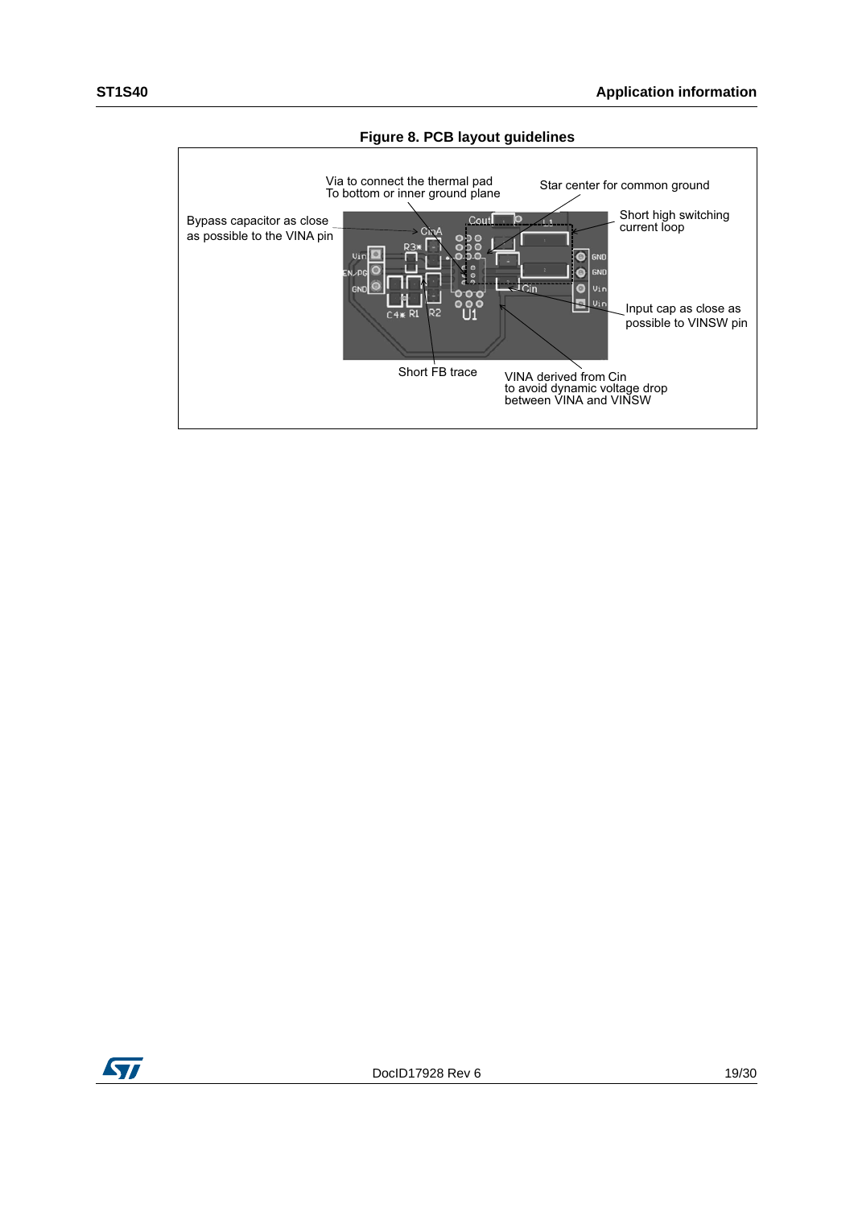**Figure 8. PCB layout guidelines**

Via to connect the thermal pad
To bottom or inner ground plane

Star center for common ground

Bypass capacitor as close as possible to the VINA pin

Short high switching current loop

Input cap as close as possible to VINSW pin

Short FB trace

VINA derived from Cin to avoid dynamic voltage drop between VINA and VINSW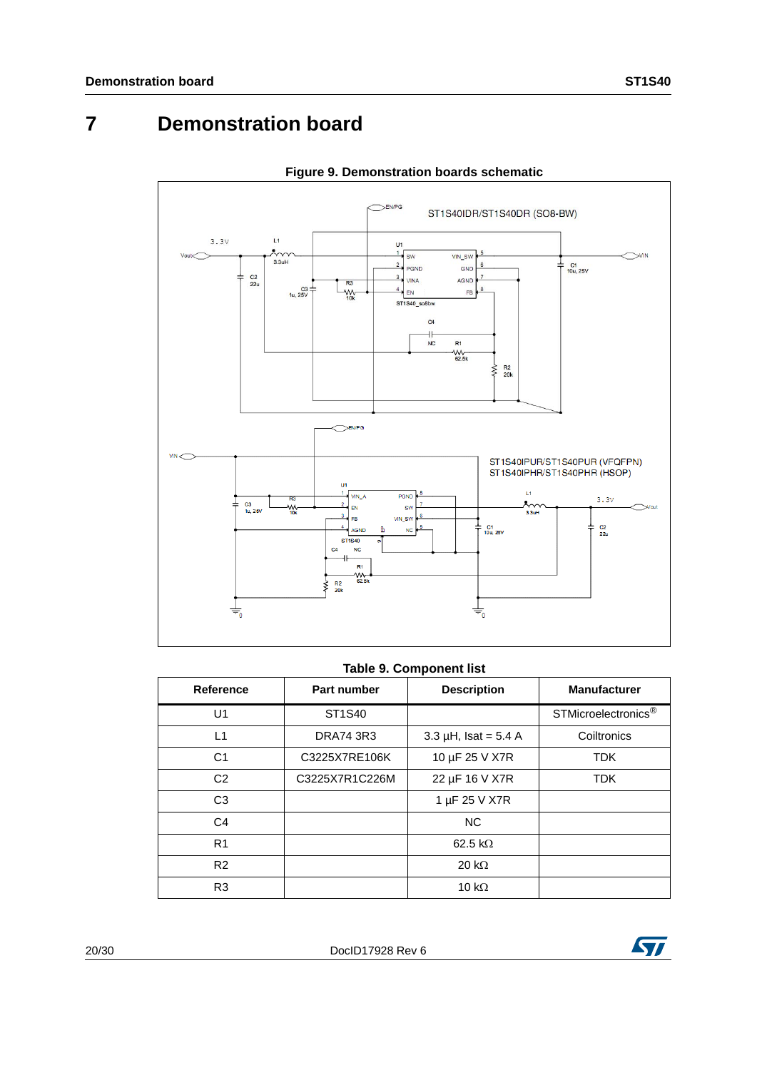# 7 Demonstration board

**Figure 9. Demonstration boards schematic**

**Table 9. Component list**

| Reference | Part number | Description | Manufacturer |
|---|---|---|---|
| U1 | ST1S40 | | STMicroelectronics® |
| L1 | DRA74 3R3 | 3.3 µH, Isat = 5.4 A | Coiltronics |
| C1 | C3225X7RE106K | 10 µF 25 V X7R | TDK |
| C2 | C3225X7R1C226M | 22 µF 16 V X7R | TDK |
| C3 | | 1 µF 25 V X7R | |
| C4 | | NC | |
| R1 | | 62.5 kΩ | |
| R2 | | 20 kΩ | |
| R3 | | 10 kΩ | |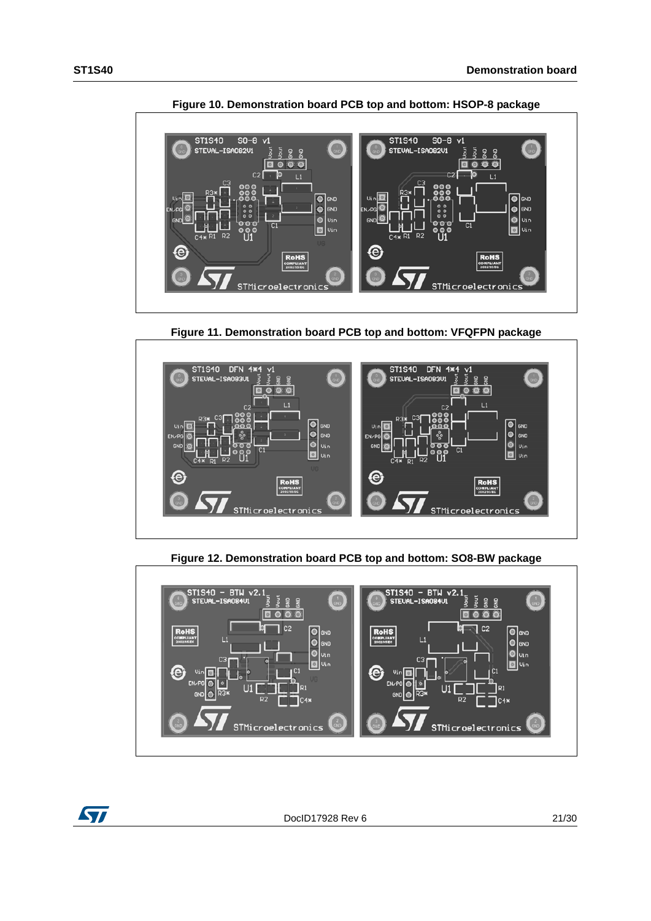Figure 10. Demonstration board PCB top and bottom: HSOP-8 package

Figure 11. Demonstration board PCB top and bottom: VFQFPN package

Figure 12. Demonstration board PCB top and bottom: SO8-BW package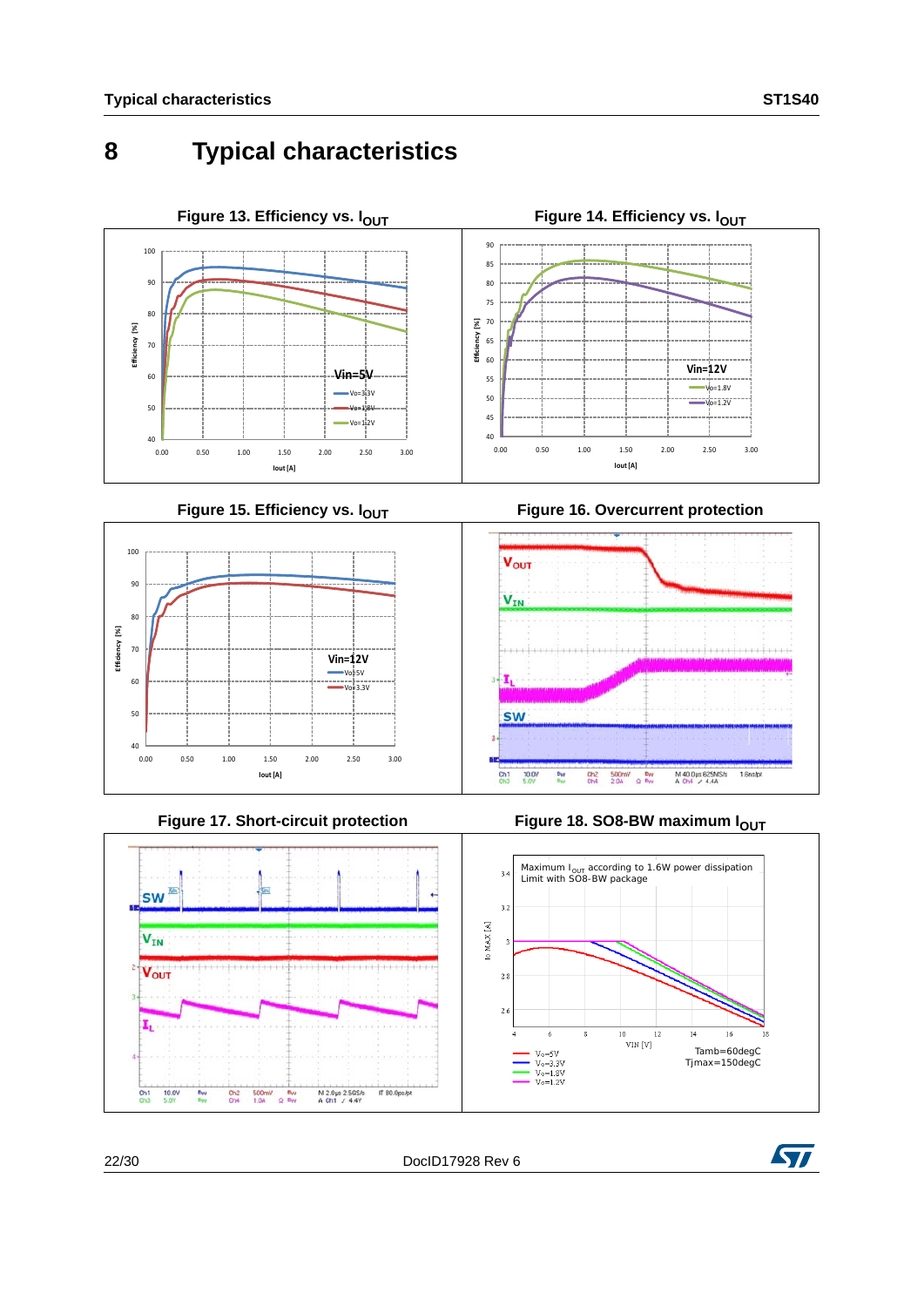# 8 Typical characteristics

Figure 13. Efficiency vs. $I_{OUT}$

Figure 14. Efficiency vs. $I_{OUT}$

Figure 15. Efficiency vs. $I_{OUT}$

Figure 16. Overcurrent protection

Figure 17. Short-circuit protection

Figure 18. SO8-BW maximum $I_{OUT}$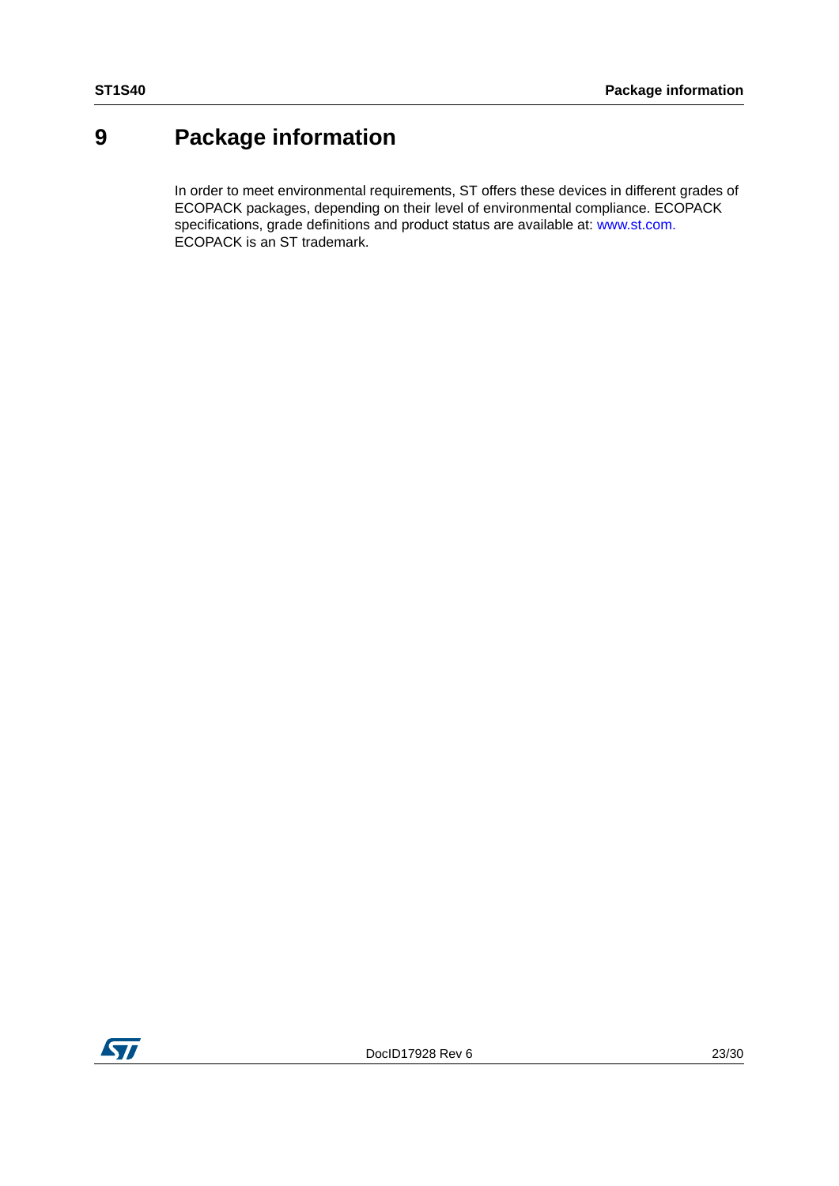# 9 Package information

In order to meet environmental requirements, ST offers these devices in different grades of ECOPACK packages, depending on their level of environmental compliance. ECOPACK specifications, grade definitions and product status are available at: www.st.com. ECOPACK is an ST trademark.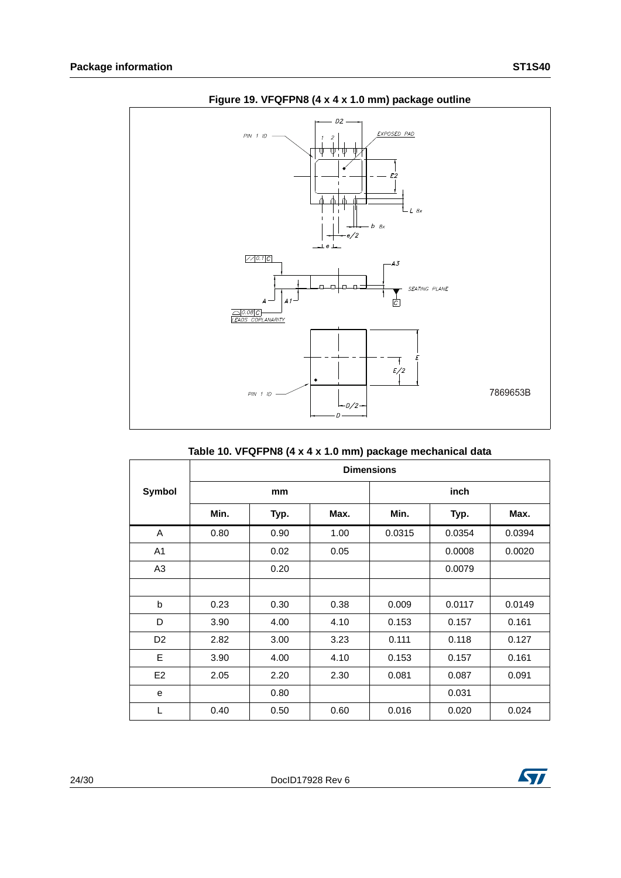**Figure 19. VFQFPN8 (4 x 4 x 1.0 mm) package outline**

**Table 10. VFQFPN8 (4 x 4 x 1.0 mm) package mechanical data**

| Symbol | Dimensions | | | | | |
|---|---|---|---|---|---|---|
| | mm | | | inch | | |
| | Min. | Typ. | Max. | Min. | Typ. | Max. |
| A | 0.80 | 0.90 | 1.00 | 0.0315 | 0.0354 | 0.0394 |
| A1 | | 0.02 | 0.05 | | 0.0008 | 0.0020 |
| A3 | | 0.20 | | | 0.0079 | |
| | | | | | | |
| b | 0.23 | 0.30 | 0.38 | 0.009 | 0.0117 | 0.0149 |
| D | 3.90 | 4.00 | 4.10 | 0.153 | 0.157 | 0.161 |
| D2 | 2.82 | 3.00 | 3.23 | 0.111 | 0.118 | 0.127 |
| E | 3.90 | 4.00 | 4.10 | 0.153 | 0.157 | 0.161 |
| E2 | 2.05 | 2.20 | 2.30 | 0.081 | 0.087 | 0.091 |
| e | | 0.80 | | | 0.031 | |
| L | 0.40 | 0.50 | 0.60 | 0.016 | 0.020 | 0.024 |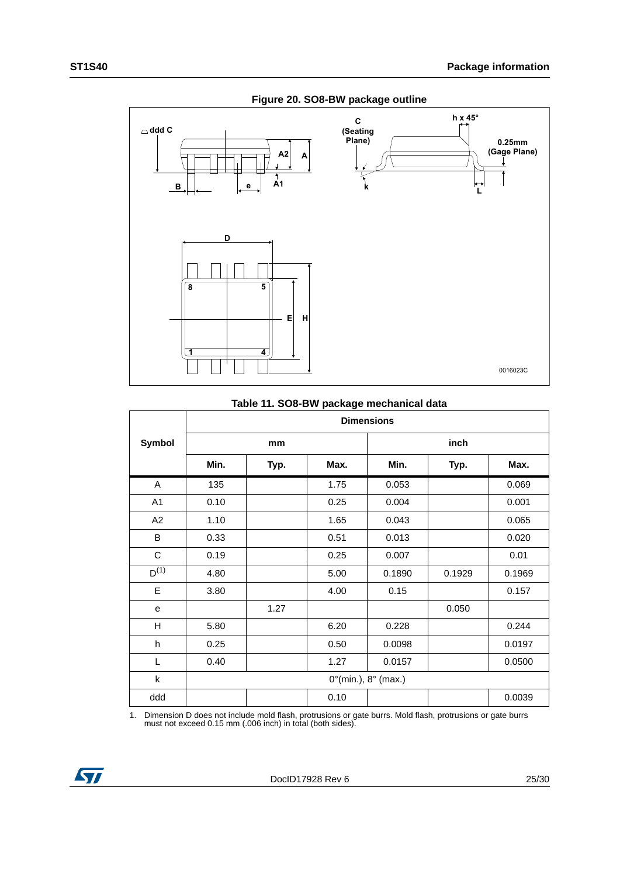**Figure 20. SO8-BW package outline**

**Table 11. SO8-BW package mechanical data**

| Symbol | Dimensions | | | | | |
|---|---|---|---|---|---|---|
| | mm | | | inch | | |
| | Min. | Typ. | Max. | Min. | Typ. | Max. |
| A | 135 | | 1.75 | 0.053 | | 0.069 |
| A1 | 0.10 | | 0.25 | 0.004 | | 0.001 |
| A2 | 1.10 | | 1.65 | 0.043 | | 0.065 |
| B | 0.33 | | 0.51 | 0.013 | | 0.020 |
| C | 0.19 | | 0.25 | 0.007 | | 0.01 |
| D(1) | 4.80 | | 5.00 | 0.1890 | 0.1929 | 0.1969 |
| E | 3.80 | | 4.00 | 0.15 | | 0.157 |
| e | | 1.27 | | | 0.050 | |
| H | 5.80 | | 6.20 | 0.228 | | 0.244 |
| h | 0.25 | | 0.50 | 0.0098 | | 0.0197 |
| L | 0.40 | | 1.27 | 0.0157 | | 0.0500 |
| k | 0°(min.), 8° (max.) | | | | | |
| ddd | | | 0.10 | | | 0.0039 |

1. Dimension D does not include mold flash, protrusions or gate burrs. Mold flash, protrusions or gate burrs must not exceed 0.15 mm (.006 inch) in total (both sides).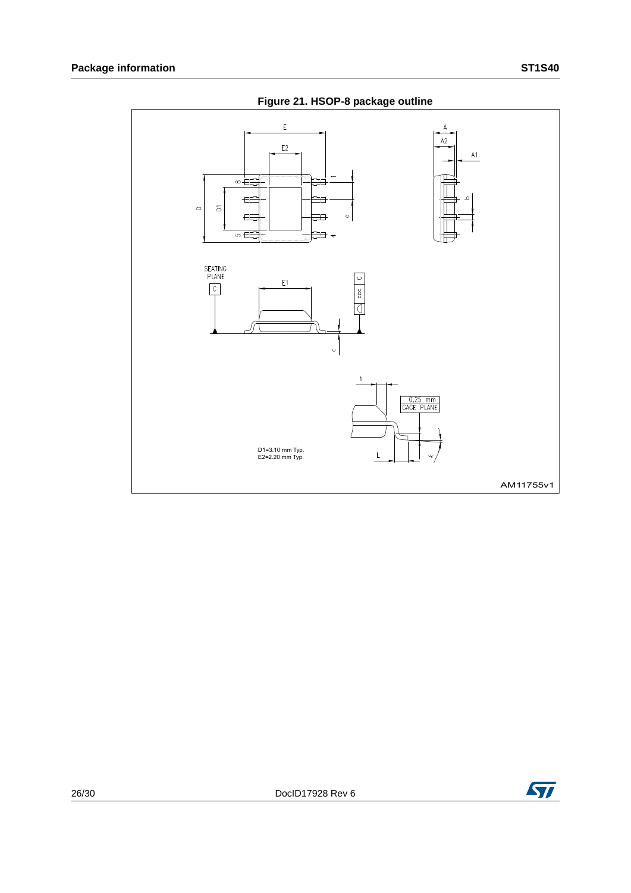**Figure 21. HSOP-8 package outline**

D1=3.10 mm Typ.
E2=2.20 mm Typ.

AM11755v1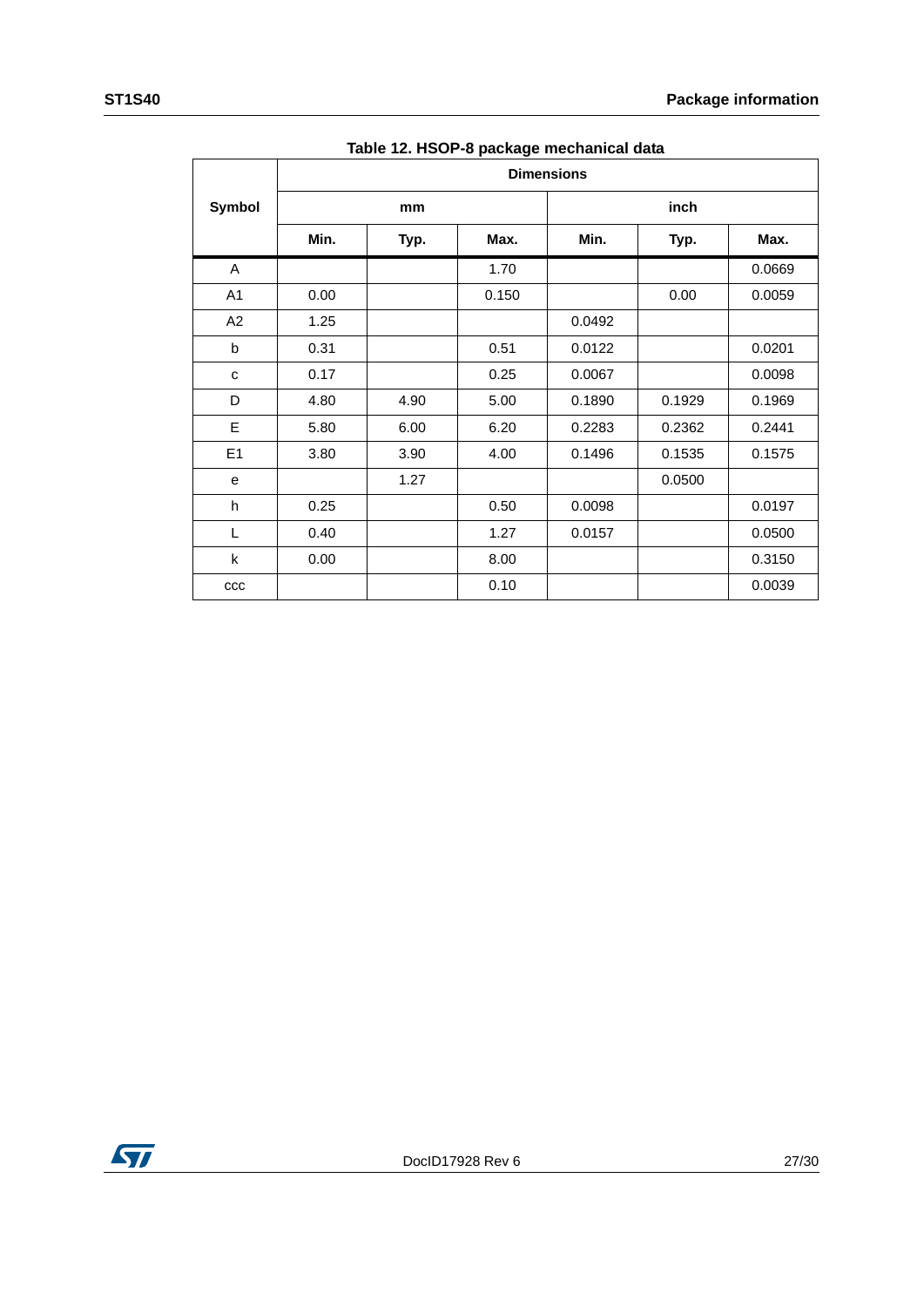Table 12. HSOP-8 package mechanical data

| Symbol | Dimensions | | | | | |
|---|---|---|---|---|---|---|
| | mm | | | inch | | |
| | Min. | Typ. | Max. | Min. | Typ. | Max. |
| A | | | 1.70 | | | 0.0669 |
| A1 | 0.00 | | 0.150 | | 0.00 | 0.0059 |
| A2 | 1.25 | | | 0.0492 | | |
| b | 0.31 | | 0.51 | 0.0122 | | 0.0201 |
| c | 0.17 | | 0.25 | 0.0067 | | 0.0098 |
| D | 4.80 | 4.90 | 5.00 | 0.1890 | 0.1929 | 0.1969 |
| E | 5.80 | 6.00 | 6.20 | 0.2283 | 0.2362 | 0.2441 |
| E1 | 3.80 | 3.90 | 4.00 | 0.1496 | 0.1535 | 0.1575 |
| e | | 1.27 | | | 0.0500 | |
| h | 0.25 | | 0.50 | 0.0098 | | 0.0197 |
| L | 0.40 | | 1.27 | 0.0157 | | 0.0500 |
| k | 0.00 | | 8.00 | | | 0.3150 |
| ccc | | | 0.10 | | | 0.0039 |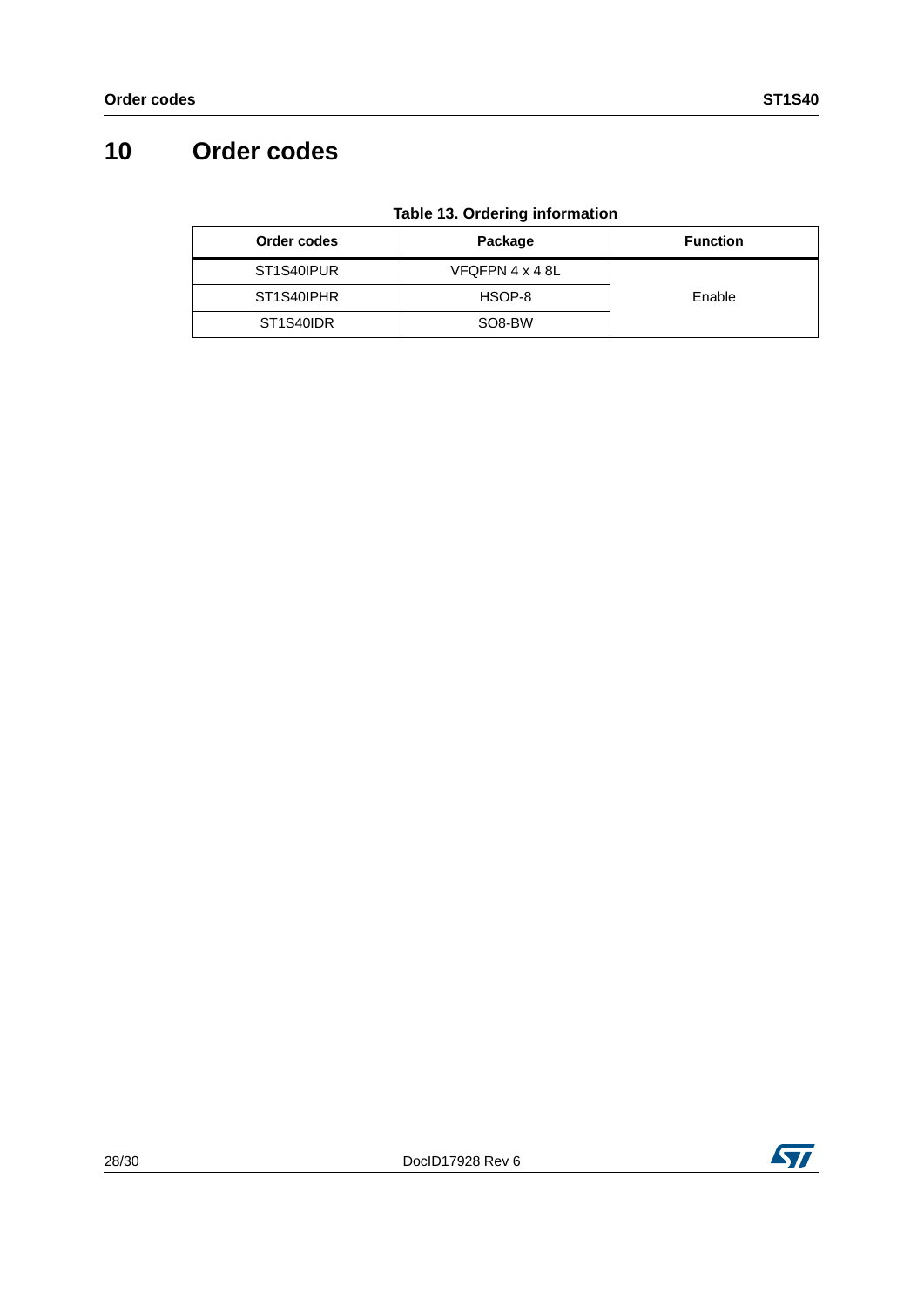# 10 Order codes

**Table 13. Ordering information**

| Order codes | Package | Function |
|---|---|---|
| ST1S40IPUR | VFQFPN 4 x 4 8L | Enable |
| ST1S40IPHR | HSOP-8 | |
| ST1S40IDR | SO8-BW | |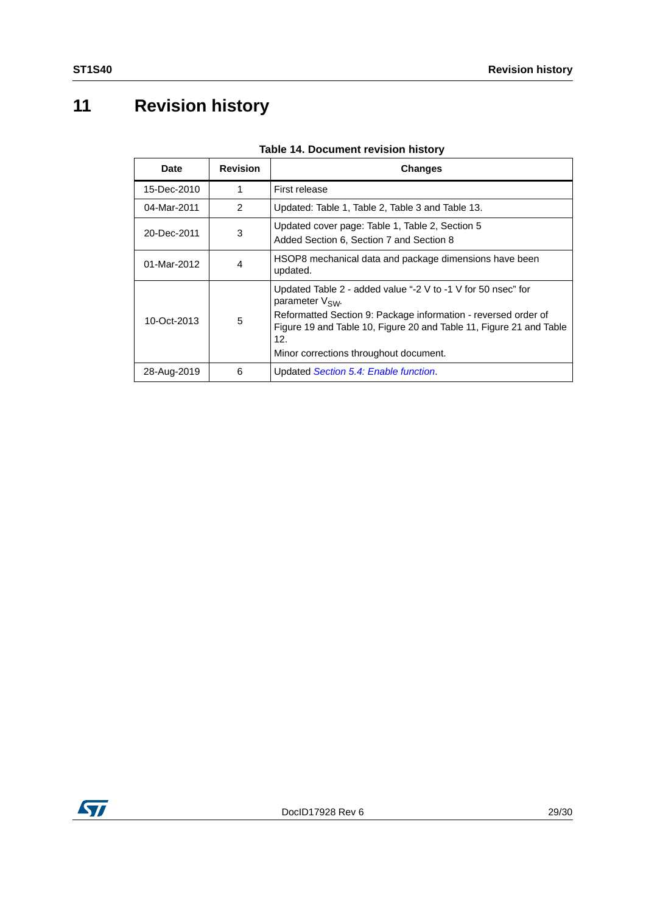# 11 Revision history

**Table 14. Document revision history**

| Date | Revision | Changes |
|---|---|---|
| 15-Dec-2010 | 1 | First release |
| 04-Mar-2011 | 2 | Updated: Table 1, Table 2, Table 3 and Table 13. |
| 20-Dec-2011 | 3 | Updated cover page: Table 1, Table 2, Section 5<br>Added Section 6, Section 7 and Section 8 |
| 01-Mar-2012 | 4 | HSOP8 mechanical data and package dimensions have been updated. |
| 10-Oct-2013 | 5 | Updated Table 2 - added value “-2 V to -1 V for 50 nsec” for parameter $V_{SW}$.<br>Reformatted Section 9: Package information - reversed order of Figure 19 and Table 10, Figure 20 and Table 11, Figure 21 and Table 12.<br>Minor corrections throughout document. |
| 28-Aug-2019 | 6 | Updated *Section 5.4: Enable function*. |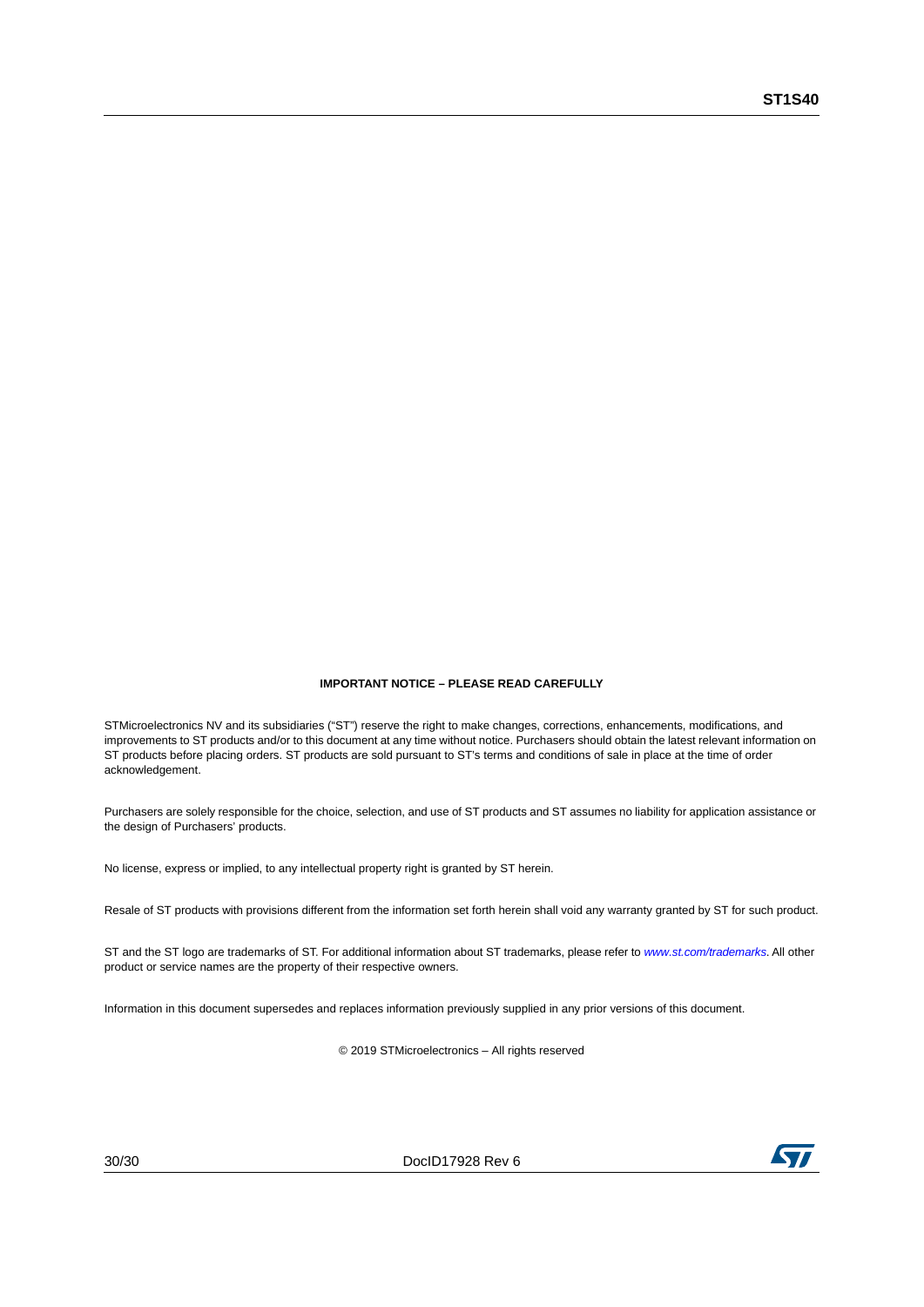**IMPORTANT NOTICE – PLEASE READ CAREFULLY**

STMicroelectronics NV and its subsidiaries (“ST”) reserve the right to make changes, corrections, enhancements, modifications, and improvements to ST products and/or to this document at any time without notice. Purchasers should obtain the latest relevant information on ST products before placing orders. ST products are sold pursuant to ST’s terms and conditions of sale in place at the time of order acknowledgement.

Purchasers are solely responsible for the choice, selection, and use of ST products and ST assumes no liability for application assistance or the design of Purchasers’ products.

No license, express or implied, to any intellectual property right is granted by ST herein.

Resale of ST products with provisions different from the information set forth herein shall void any warranty granted by ST for such product.

ST and the ST logo are trademarks of ST. For additional information about ST trademarks, please refer to *www.st.com/trademarks*. All other product or service names are the property of their respective owners.

Information in this document supersedes and replaces information previously supplied in any prior versions of this document.

© 2019 STMicroelectronics – All rights reserved